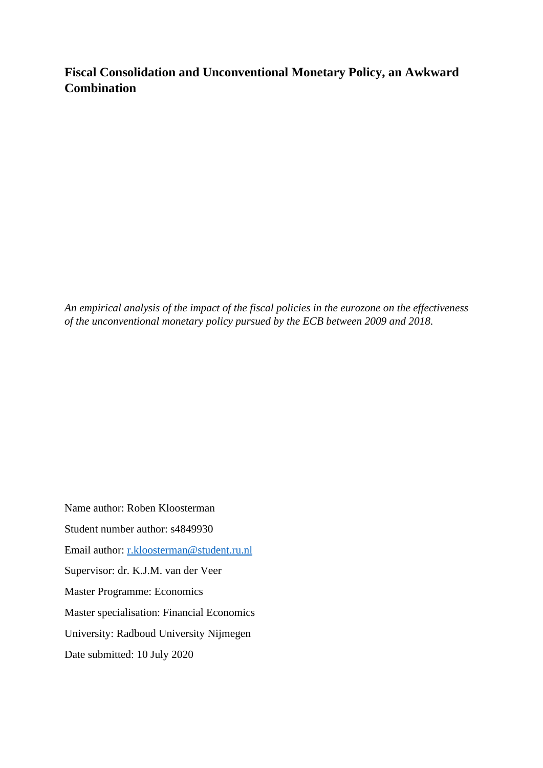# Fiscal Consolidation and Unconventional Monetary Policy, an Awkward Combination

*An empirical analysis of the impact of the fiscal policies in the eurozone on the effectiveness of the unconventional monetary policy pursued by the ECB between 2009 and 2018.*

Name author: Roben Kloosterman

Student number author: s4849930

Email author: r.kloosterman@student.ru.nl

Supervisor: dr. K.J.M. van der Veer

Master Programme: Economics

Master specialisation: Financial Economics

University: Radboud University Nijmegen

Date submitted: 10 July 2020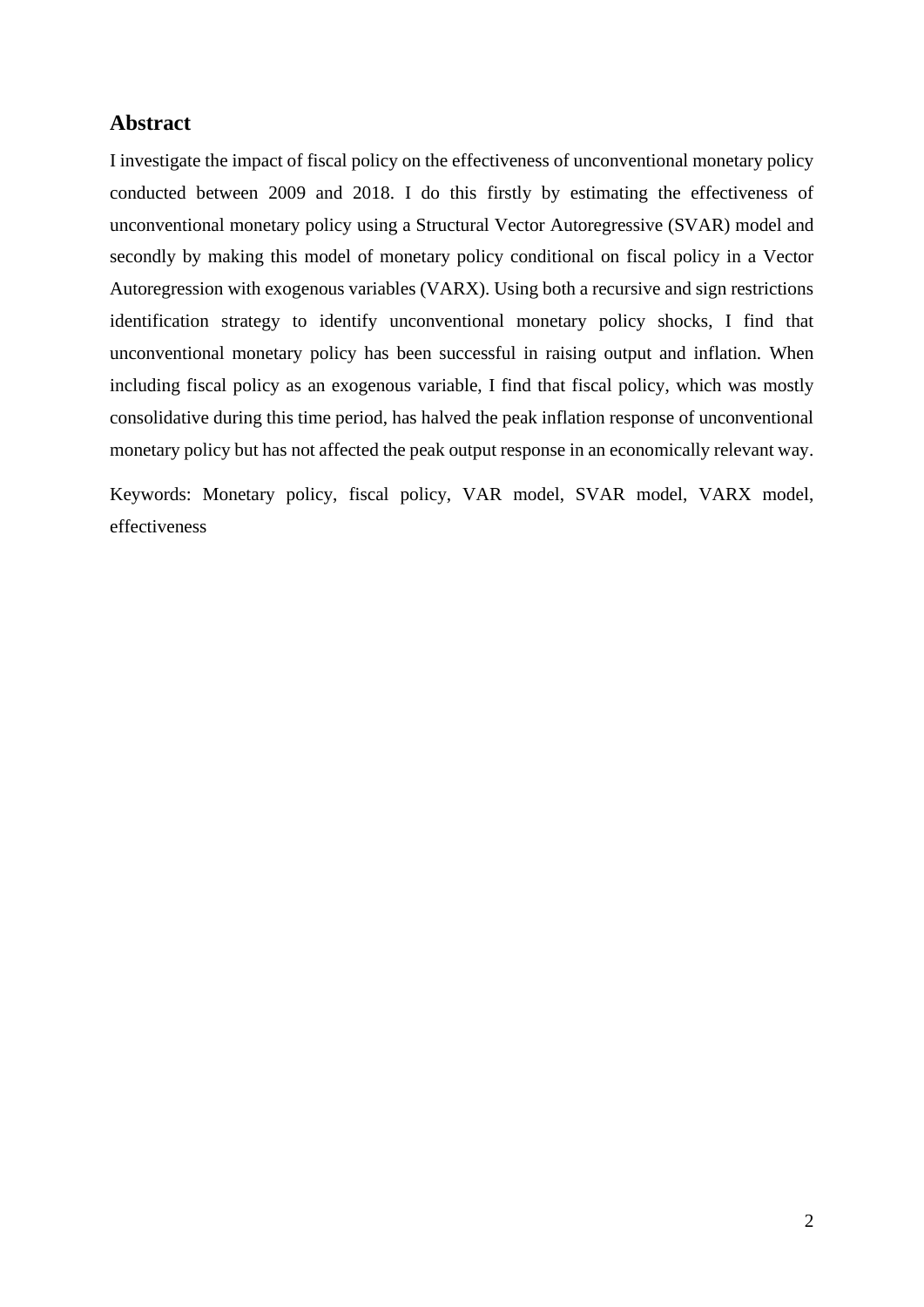## Abstract

I investigate the impact of fiscal policy on the effectiveness of unconventional monetary policy conducted between 2009 and 2018. I do this firstly by estimating the effectiveness of unconventional monetary policy using a Structural Vector Autoregressive (SVAR) model and secondly by making this model of monetary policy conditional on fiscal policy in a Vector Autoregression with exogenous variables (VARX). Using both a recursive and sign restrictions identification strategy to identify unconventional monetary policy shocks, I find that unconventional monetary policy has been successful in raising output and inflation. When including fiscal policy as an exogenous variable, I find that fiscal policy, which was mostly consolidative during this time period, has halved the peak inflation response of unconventional monetary policy but has not affected the peak output response in an economically relevant way.

Keywords: Monetary policy, fiscal policy, VAR model, SVAR model, VARX model, effectiveness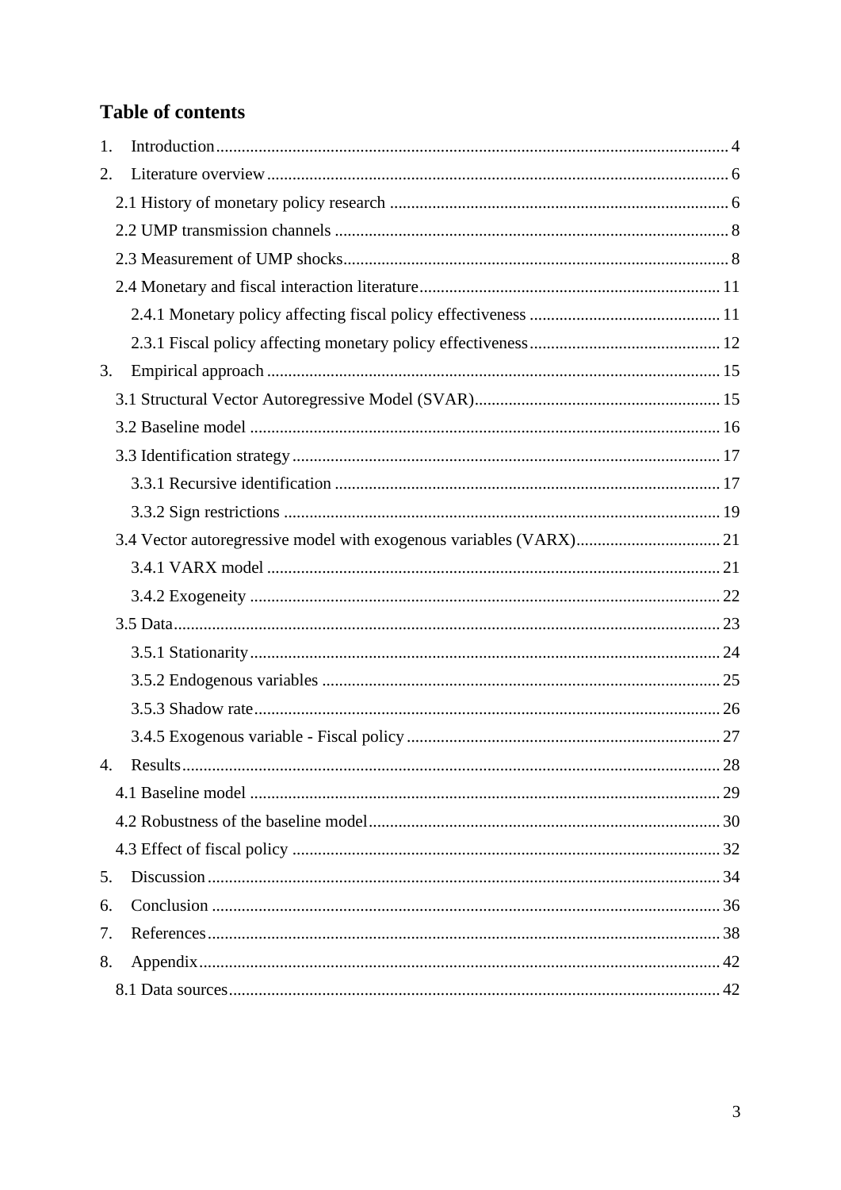## Table of contents

1. Introduction ........................................................................................................ 4
2. Literature overview ............................................................................................ 6
   - 2.1 History of monetary policy research ............................................................... 6
   - 2.2 UMP transmission channels ............................................................................ 8
   - 2.3 Measurement of UMP shocks .......................................................................... 8
   - 2.4 Monetary and fiscal interaction literature ...................................................... 11
     - 2.4.1 Monetary policy affecting fiscal policy effectiveness ............................................. 11
     - 2.3.1 Fiscal policy affecting monetary policy effectiveness ............................................. 12
3. Empirical approach ........................................................................................... 15
   - 3.1 Structural Vector Autoregressive Model (SVAR) ........................................................... 15
   - 3.2 Baseline model .............................................................................................. 16
   - 3.3 Identification strategy .................................................................................... 17
     - 3.3.1 Recursive identification ........................................................................... 17
     - 3.3.2 Sign restrictions ...................................................................................... 19
   - 3.4 Vector autoregressive model with exogenous variables (VARX) .................................. 21
     - 3.4.1 VARX model .......................................................................................... 21
     - 3.4.2 Exogeneity .............................................................................................. 22
   - 3.5 Data ................................................................................................................ 23
     - 3.5.1 Stationarity .............................................................................................. 24
     - 3.5.2 Endogenous variables ............................................................................. 25
     - 3.5.3 Shadow rate ............................................................................................. 26
     - 3.4.5 Exogenous variable - Fiscal policy .......................................................... 27
4. Results .............................................................................................................. 28
   - 4.1 Baseline model .............................................................................................. 29
   - 4.2 Robustness of the baseline model .................................................................. 30
   - 4.3 Effect of fiscal policy ..................................................................................... 32
5. Discussion ........................................................................................................ 34
6. Conclusion ........................................................................................................ 36
7. References ........................................................................................................ 38
8. Appendix .......................................................................................................... 42
   - 8.1 Data sources ................................................................................................... 42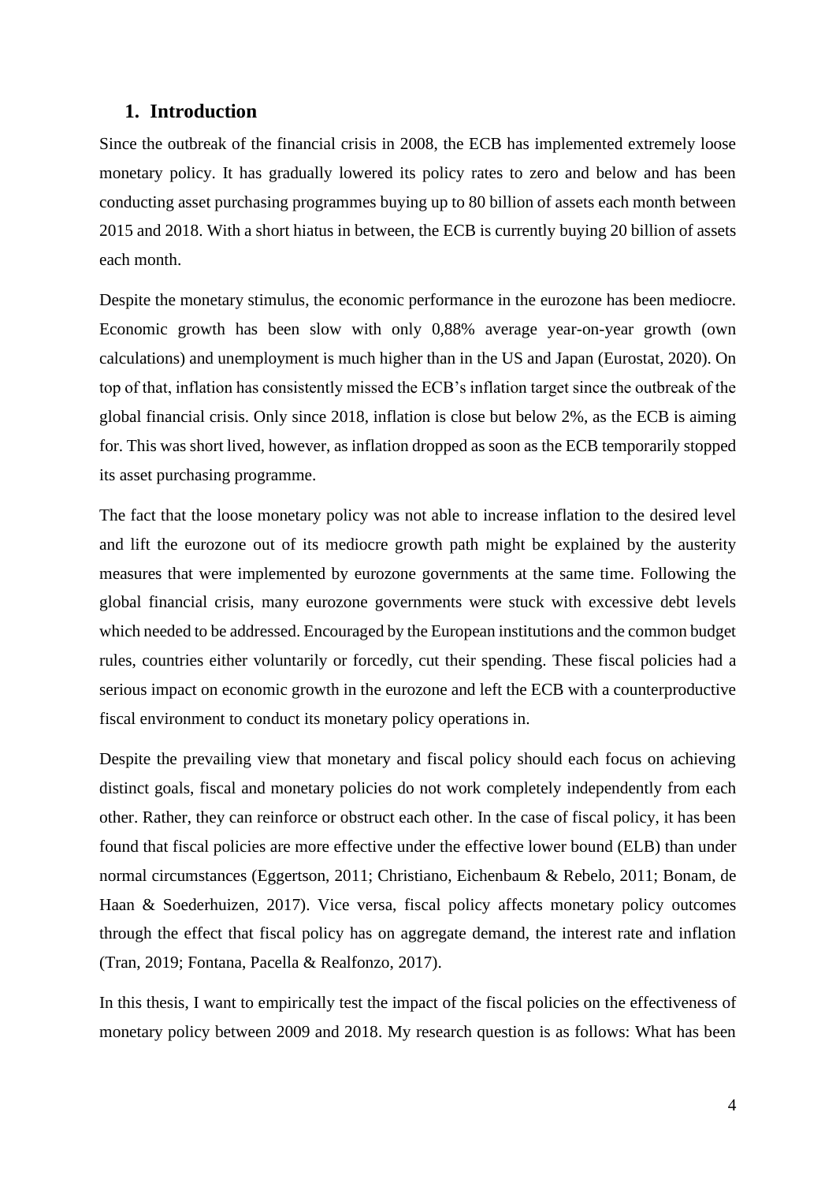## 1. Introduction

Since the outbreak of the financial crisis in 2008, the ECB has implemented extremely loose monetary policy. It has gradually lowered its policy rates to zero and below and has been conducting asset purchasing programmes buying up to 80 billion of assets each month between 2015 and 2018. With a short hiatus in between, the ECB is currently buying 20 billion of assets each month.

Despite the monetary stimulus, the economic performance in the eurozone has been mediocre. Economic growth has been slow with only 0,88% average year-on-year growth (own calculations) and unemployment is much higher than in the US and Japan (Eurostat, 2020). On top of that, inflation has consistently missed the ECB's inflation target since the outbreak of the global financial crisis. Only since 2018, inflation is close but below 2%, as the ECB is aiming for. This was short lived, however, as inflation dropped as soon as the ECB temporarily stopped its asset purchasing programme.

The fact that the loose monetary policy was not able to increase inflation to the desired level and lift the eurozone out of its mediocre growth path might be explained by the austerity measures that were implemented by eurozone governments at the same time. Following the global financial crisis, many eurozone governments were stuck with excessive debt levels which needed to be addressed. Encouraged by the European institutions and the common budget rules, countries either voluntarily or forcedly, cut their spending. These fiscal policies had a serious impact on economic growth in the eurozone and left the ECB with a counterproductive fiscal environment to conduct its monetary policy operations in.

Despite the prevailing view that monetary and fiscal policy should each focus on achieving distinct goals, fiscal and monetary policies do not work completely independently from each other. Rather, they can reinforce or obstruct each other. In the case of fiscal policy, it has been found that fiscal policies are more effective under the effective lower bound (ELB) than under normal circumstances (Eggertson, 2011; Christiano, Eichenbaum & Rebelo, 2011; Bonam, de Haan & Soederhuizen, 2017). Vice versa, fiscal policy affects monetary policy outcomes through the effect that fiscal policy has on aggregate demand, the interest rate and inflation (Tran, 2019; Fontana, Pacella & Realfonzo, 2017).

In this thesis, I want to empirically test the impact of the fiscal policies on the effectiveness of monetary policy between 2009 and 2018. My research question is as follows: What has been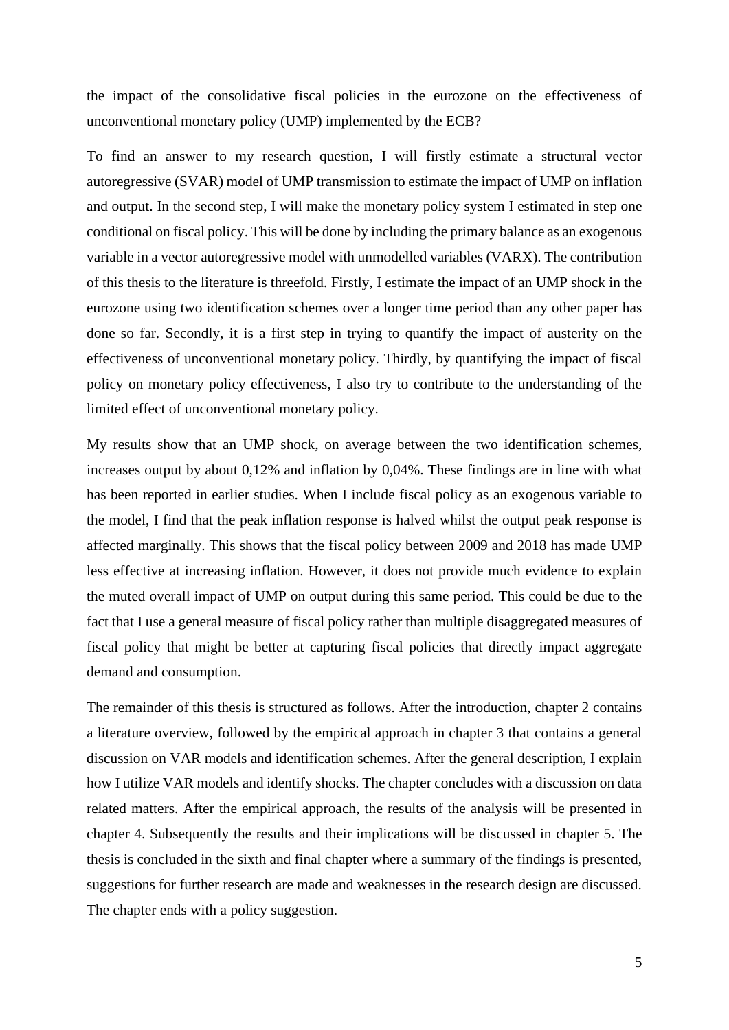the impact of the consolidative fiscal policies in the eurozone on the effectiveness of unconventional monetary policy (UMP) implemented by the ECB?

To find an answer to my research question, I will firstly estimate a structural vector autoregressive (SVAR) model of UMP transmission to estimate the impact of UMP on inflation and output. In the second step, I will make the monetary policy system I estimated in step one conditional on fiscal policy. This will be done by including the primary balance as an exogenous variable in a vector autoregressive model with unmodelled variables (VARX). The contribution of this thesis to the literature is threefold. Firstly, I estimate the impact of an UMP shock in the eurozone using two identification schemes over a longer time period than any other paper has done so far. Secondly, it is a first step in trying to quantify the impact of austerity on the effectiveness of unconventional monetary policy. Thirdly, by quantifying the impact of fiscal policy on monetary policy effectiveness, I also try to contribute to the understanding of the limited effect of unconventional monetary policy.

My results show that an UMP shock, on average between the two identification schemes, increases output by about 0,12% and inflation by 0,04%. These findings are in line with what has been reported in earlier studies. When I include fiscal policy as an exogenous variable to the model, I find that the peak inflation response is halved whilst the output peak response is affected marginally. This shows that the fiscal policy between 2009 and 2018 has made UMP less effective at increasing inflation. However, it does not provide much evidence to explain the muted overall impact of UMP on output during this same period. This could be due to the fact that I use a general measure of fiscal policy rather than multiple disaggregated measures of fiscal policy that might be better at capturing fiscal policies that directly impact aggregate demand and consumption.

The remainder of this thesis is structured as follows. After the introduction, chapter 2 contains a literature overview, followed by the empirical approach in chapter 3 that contains a general discussion on VAR models and identification schemes. After the general description, I explain how I utilize VAR models and identify shocks. The chapter concludes with a discussion on data related matters. After the empirical approach, the results of the analysis will be presented in chapter 4. Subsequently the results and their implications will be discussed in chapter 5. The thesis is concluded in the sixth and final chapter where a summary of the findings is presented, suggestions for further research are made and weaknesses in the research design are discussed. The chapter ends with a policy suggestion.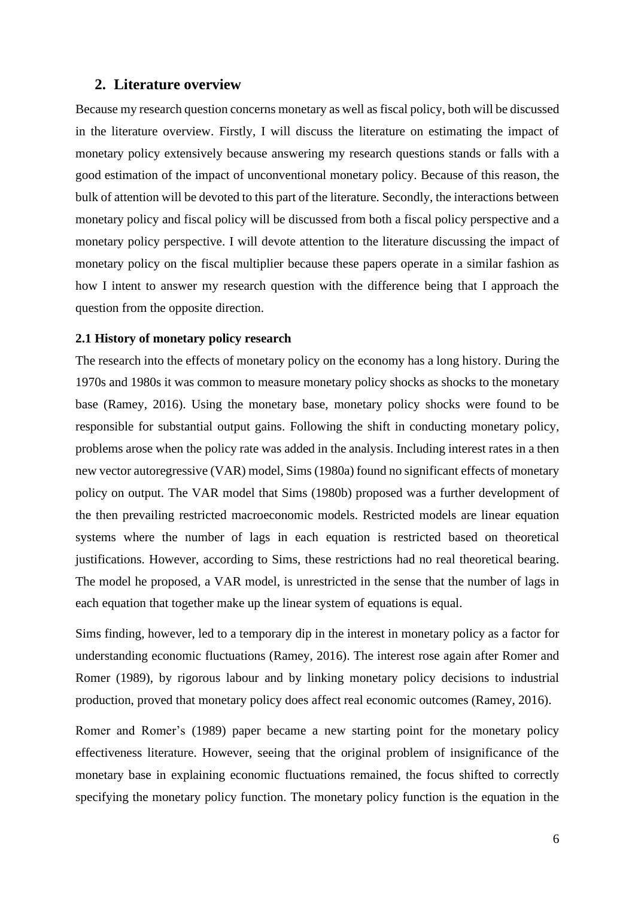## 2. Literature overview

Because my research question concerns monetary as well as fiscal policy, both will be discussed in the literature overview. Firstly, I will discuss the literature on estimating the impact of monetary policy extensively because answering my research questions stands or falls with a good estimation of the impact of unconventional monetary policy. Because of this reason, the bulk of attention will be devoted to this part of the literature. Secondly, the interactions between monetary policy and fiscal policy will be discussed from both a fiscal policy perspective and a monetary policy perspective. I will devote attention to the literature discussing the impact of monetary policy on the fiscal multiplier because these papers operate in a similar fashion as how I intent to answer my research question with the difference being that I approach the question from the opposite direction.

### 2.1 History of monetary policy research

The research into the effects of monetary policy on the economy has a long history. During the 1970s and 1980s it was common to measure monetary policy shocks as shocks to the monetary base (Ramey, 2016). Using the monetary base, monetary policy shocks were found to be responsible for substantial output gains. Following the shift in conducting monetary policy, problems arose when the policy rate was added in the analysis. Including interest rates in a then new vector autoregressive (VAR) model, Sims (1980a) found no significant effects of monetary policy on output. The VAR model that Sims (1980b) proposed was a further development of the then prevailing restricted macroeconomic models. Restricted models are linear equation systems where the number of lags in each equation is restricted based on theoretical justifications. However, according to Sims, these restrictions had no real theoretical bearing. The model he proposed, a VAR model, is unrestricted in the sense that the number of lags in each equation that together make up the linear system of equations is equal.

Sims finding, however, led to a temporary dip in the interest in monetary policy as a factor for understanding economic fluctuations (Ramey, 2016). The interest rose again after Romer and Romer (1989), by rigorous labour and by linking monetary policy decisions to industrial production, proved that monetary policy does affect real economic outcomes (Ramey, 2016).

Romer and Romer's (1989) paper became a new starting point for the monetary policy effectiveness literature. However, seeing that the original problem of insignificance of the monetary base in explaining economic fluctuations remained, the focus shifted to correctly specifying the monetary policy function. The monetary policy function is the equation in the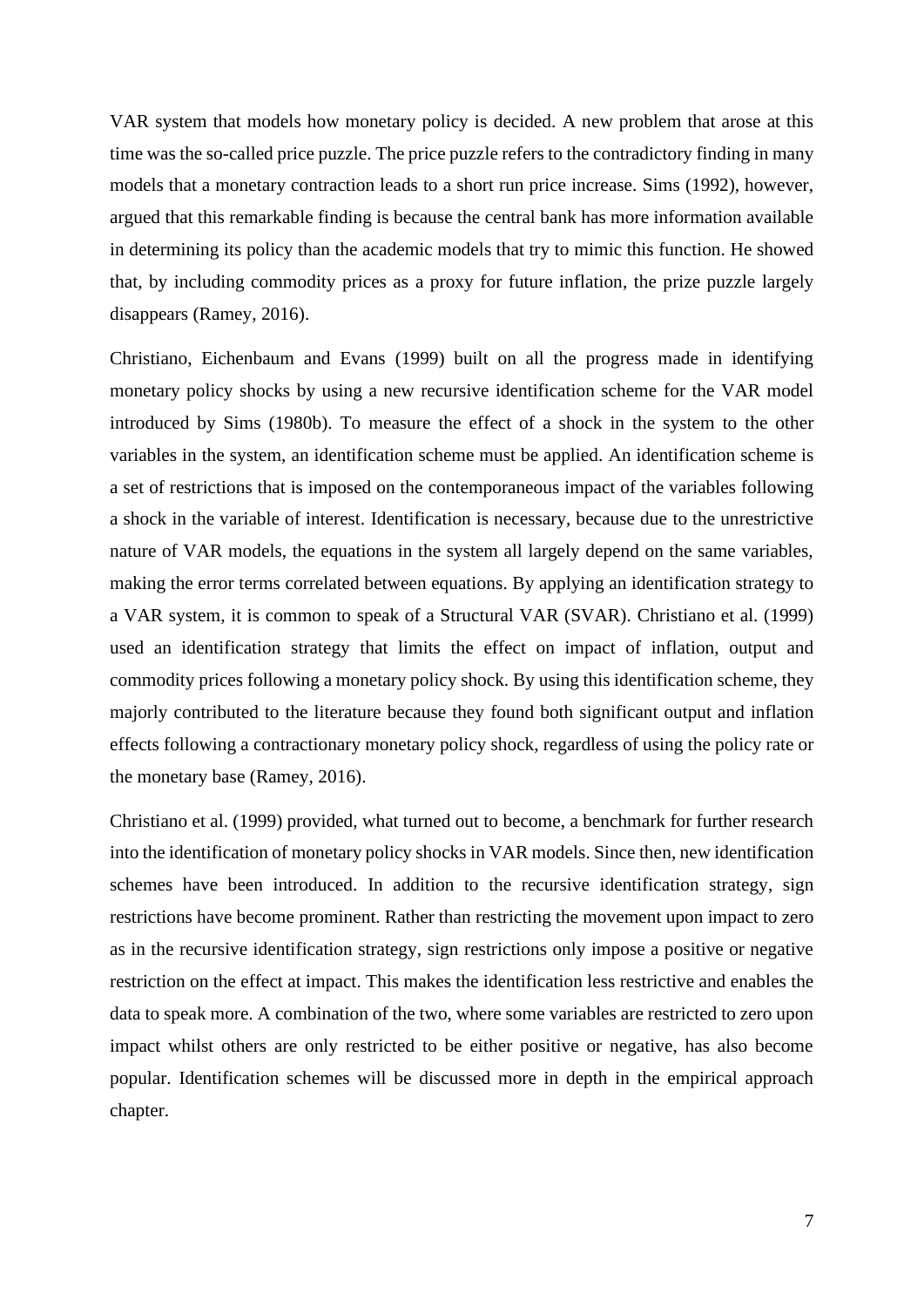VAR system that models how monetary policy is decided. A new problem that arose at this time was the so-called price puzzle. The price puzzle refers to the contradictory finding in many models that a monetary contraction leads to a short run price increase. Sims (1992), however, argued that this remarkable finding is because the central bank has more information available in determining its policy than the academic models that try to mimic this function. He showed that, by including commodity prices as a proxy for future inflation, the prize puzzle largely disappears (Ramey, 2016).

Christiano, Eichenbaum and Evans (1999) built on all the progress made in identifying monetary policy shocks by using a new recursive identification scheme for the VAR model introduced by Sims (1980b). To measure the effect of a shock in the system to the other variables in the system, an identification scheme must be applied. An identification scheme is a set of restrictions that is imposed on the contemporaneous impact of the variables following a shock in the variable of interest. Identification is necessary, because due to the unrestrictive nature of VAR models, the equations in the system all largely depend on the same variables, making the error terms correlated between equations. By applying an identification strategy to a VAR system, it is common to speak of a Structural VAR (SVAR). Christiano et al. (1999) used an identification strategy that limits the effect on impact of inflation, output and commodity prices following a monetary policy shock. By using this identification scheme, they majorly contributed to the literature because they found both significant output and inflation effects following a contractionary monetary policy shock, regardless of using the policy rate or the monetary base (Ramey, 2016).

Christiano et al. (1999) provided, what turned out to become, a benchmark for further research into the identification of monetary policy shocks in VAR models. Since then, new identification schemes have been introduced. In addition to the recursive identification strategy, sign restrictions have become prominent. Rather than restricting the movement upon impact to zero as in the recursive identification strategy, sign restrictions only impose a positive or negative restriction on the effect at impact. This makes the identification less restrictive and enables the data to speak more. A combination of the two, where some variables are restricted to zero upon impact whilst others are only restricted to be either positive or negative, has also become popular. Identification schemes will be discussed more in depth in the empirical approach chapter.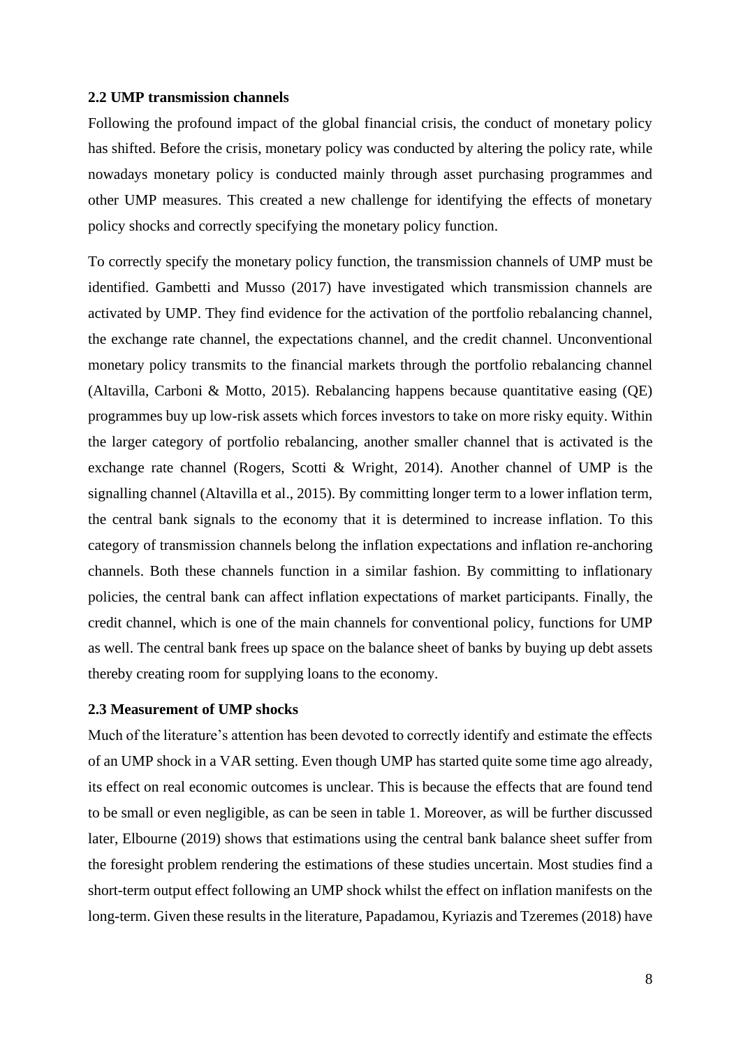### 2.2 UMP transmission channels

Following the profound impact of the global financial crisis, the conduct of monetary policy has shifted. Before the crisis, monetary policy was conducted by altering the policy rate, while nowadays monetary policy is conducted mainly through asset purchasing programmes and other UMP measures. This created a new challenge for identifying the effects of monetary policy shocks and correctly specifying the monetary policy function.

To correctly specify the monetary policy function, the transmission channels of UMP must be identified. Gambetti and Musso (2017) have investigated which transmission channels are activated by UMP. They find evidence for the activation of the portfolio rebalancing channel, the exchange rate channel, the expectations channel, and the credit channel. Unconventional monetary policy transmits to the financial markets through the portfolio rebalancing channel (Altavilla, Carboni & Motto, 2015). Rebalancing happens because quantitative easing (QE) programmes buy up low-risk assets which forces investors to take on more risky equity. Within the larger category of portfolio rebalancing, another smaller channel that is activated is the exchange rate channel (Rogers, Scotti & Wright, 2014). Another channel of UMP is the signalling channel (Altavilla et al., 2015). By committing longer term to a lower inflation term, the central bank signals to the economy that it is determined to increase inflation. To this category of transmission channels belong the inflation expectations and inflation re-anchoring channels. Both these channels function in a similar fashion. By committing to inflationary policies, the central bank can affect inflation expectations of market participants. Finally, the credit channel, which is one of the main channels for conventional policy, functions for UMP as well. The central bank frees up space on the balance sheet of banks by buying up debt assets thereby creating room for supplying loans to the economy.

### 2.3 Measurement of UMP shocks

Much of the literature's attention has been devoted to correctly identify and estimate the effects of an UMP shock in a VAR setting. Even though UMP has started quite some time ago already, its effect on real economic outcomes is unclear. This is because the effects that are found tend to be small or even negligible, as can be seen in table 1. Moreover, as will be further discussed later, Elbourne (2019) shows that estimations using the central bank balance sheet suffer from the foresight problem rendering the estimations of these studies uncertain. Most studies find a short-term output effect following an UMP shock whilst the effect on inflation manifests on the long-term. Given these results in the literature, Papadamou, Kyriazis and Tzeremes (2018) have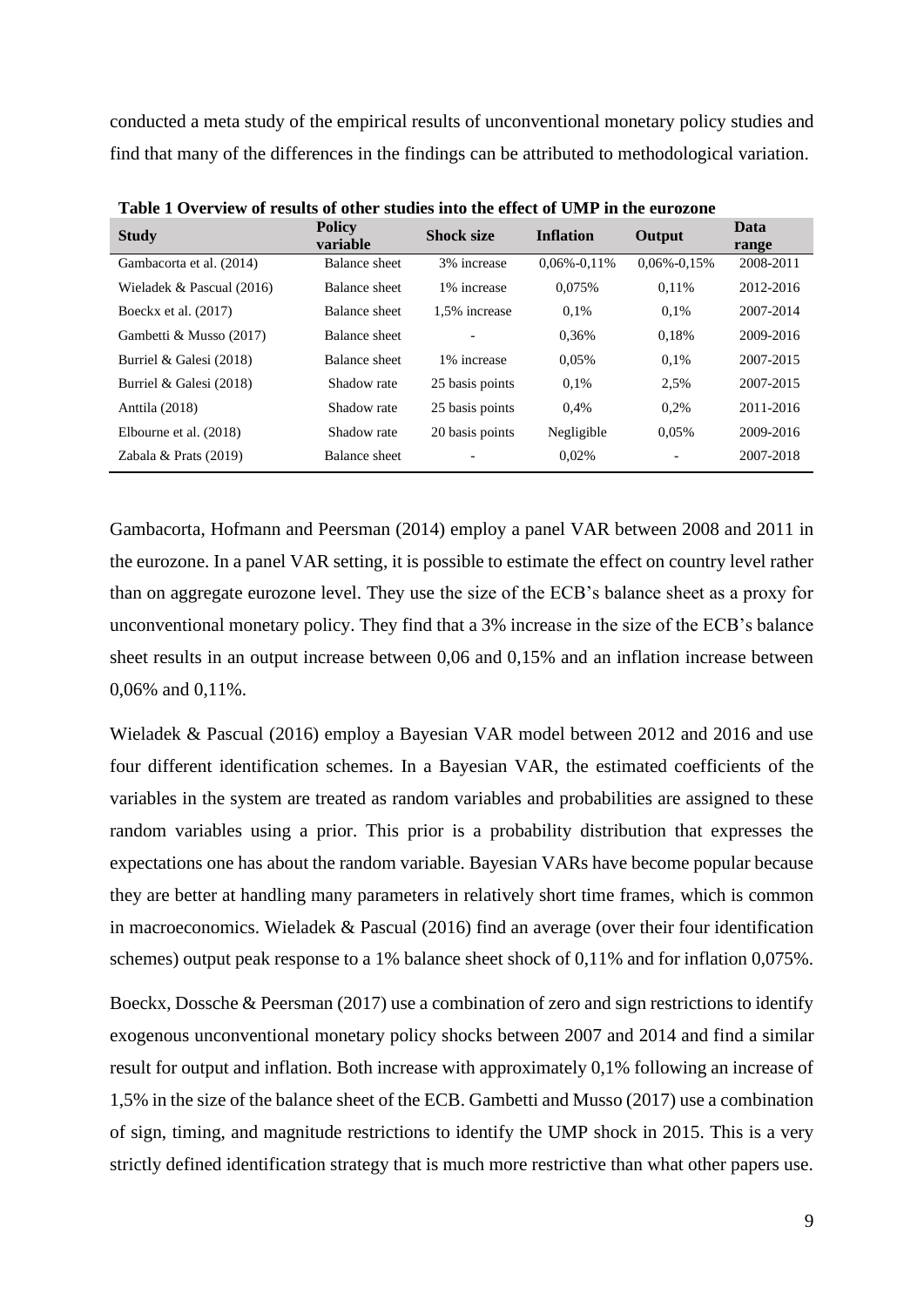conducted a meta study of the empirical results of unconventional monetary policy studies and find that many of the differences in the findings can be attributed to methodological variation.

**Table 1 Overview of results of other studies into the effect of UMP in the eurozone**

| Study | Policy variable | Shock size | Inflation | Output | Data range |
|---|---|---|---|---|---|
| Gambacorta et al. (2014) | Balance sheet | 3% increase | 0,06%-0,11% | 0,06%-0,15% | 2008-2011 |
| Wieladek & Pascual (2016) | Balance sheet | 1% increase | 0,075% | 0,11% | 2012-2016 |
| Boeckx et al. (2017) | Balance sheet | 1,5% increase | 0,1% | 0,1% | 2007-2014 |
| Gambetti & Musso (2017) | Balance sheet | - | 0,36% | 0,18% | 2009-2016 |
| Burriel & Galesi (2018) | Balance sheet | 1% increase | 0,05% | 0,1% | 2007-2015 |
| Burriel & Galesi (2018) | Shadow rate | 25 basis points | 0,1% | 2,5% | 2007-2015 |
| Anttila (2018) | Shadow rate | 25 basis points | 0,4% | 0,2% | 2011-2016 |
| Elbourne et al. (2018) | Shadow rate | 20 basis points | Negligible | 0,05% | 2009-2016 |
| Zabala & Prats (2019) | Balance sheet | - | 0,02% | - | 2007-2018 |

Gambacorta, Hofmann and Peersman (2014) employ a panel VAR between 2008 and 2011 in the eurozone. In a panel VAR setting, it is possible to estimate the effect on country level rather than on aggregate eurozone level. They use the size of the ECB's balance sheet as a proxy for unconventional monetary policy. They find that a 3% increase in the size of the ECB's balance sheet results in an output increase between 0,06 and 0,15% and an inflation increase between 0,06% and 0,11%.

Wieladek & Pascual (2016) employ a Bayesian VAR model between 2012 and 2016 and use four different identification schemes. In a Bayesian VAR, the estimated coefficients of the variables in the system are treated as random variables and probabilities are assigned to these random variables using a prior. This prior is a probability distribution that expresses the expectations one has about the random variable. Bayesian VARs have become popular because they are better at handling many parameters in relatively short time frames, which is common in macroeconomics. Wieladek & Pascual (2016) find an average (over their four identification schemes) output peak response to a 1% balance sheet shock of 0,11% and for inflation 0,075%.

Boeckx, Dossche & Peersman (2017) use a combination of zero and sign restrictions to identify exogenous unconventional monetary policy shocks between 2007 and 2014 and find a similar result for output and inflation. Both increase with approximately 0,1% following an increase of 1,5% in the size of the balance sheet of the ECB. Gambetti and Musso (2017) use a combination of sign, timing, and magnitude restrictions to identify the UMP shock in 2015. This is a very strictly defined identification strategy that is much more restrictive than what other papers use.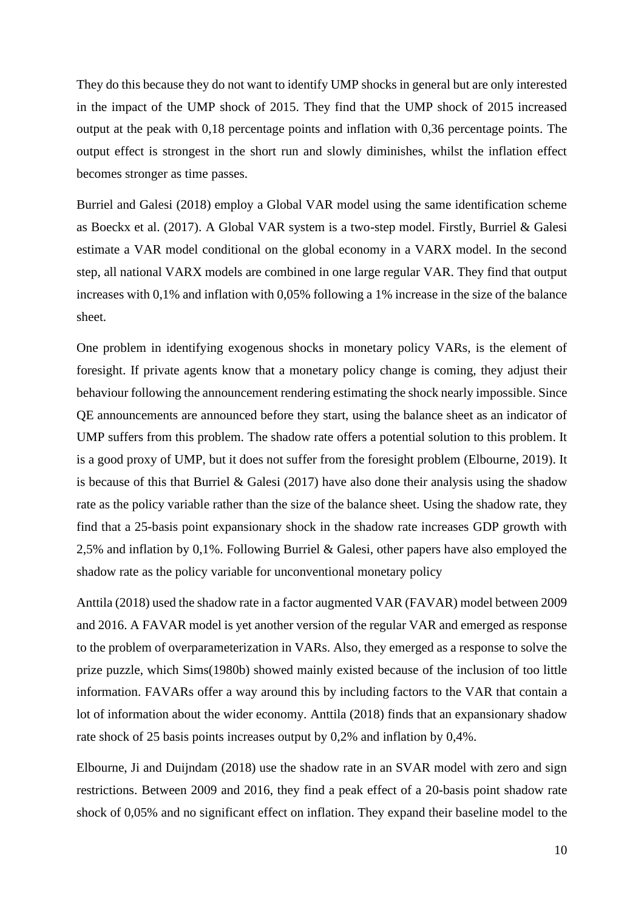They do this because they do not want to identify UMP shocks in general but are only interested in the impact of the UMP shock of 2015. They find that the UMP shock of 2015 increased output at the peak with 0,18 percentage points and inflation with 0,36 percentage points. The output effect is strongest in the short run and slowly diminishes, whilst the inflation effect becomes stronger as time passes.

Burriel and Galesi (2018) employ a Global VAR model using the same identification scheme as Boeckx et al. (2017). A Global VAR system is a two-step model. Firstly, Burriel & Galesi estimate a VAR model conditional on the global economy in a VARX model. In the second step, all national VARX models are combined in one large regular VAR. They find that output increases with 0,1% and inflation with 0,05% following a 1% increase in the size of the balance sheet.

One problem in identifying exogenous shocks in monetary policy VARs, is the element of foresight. If private agents know that a monetary policy change is coming, they adjust their behaviour following the announcement rendering estimating the shock nearly impossible. Since QE announcements are announced before they start, using the balance sheet as an indicator of UMP suffers from this problem. The shadow rate offers a potential solution to this problem. It is a good proxy of UMP, but it does not suffer from the foresight problem (Elbourne, 2019). It is because of this that Burriel & Galesi (2017) have also done their analysis using the shadow rate as the policy variable rather than the size of the balance sheet. Using the shadow rate, they find that a 25-basis point expansionary shock in the shadow rate increases GDP growth with 2,5% and inflation by 0,1%. Following Burriel & Galesi, other papers have also employed the shadow rate as the policy variable for unconventional monetary policy

Anttila (2018) used the shadow rate in a factor augmented VAR (FAVAR) model between 2009 and 2016. A FAVAR model is yet another version of the regular VAR and emerged as response to the problem of overparameterization in VARs. Also, they emerged as a response to solve the prize puzzle, which Sims(1980b) showed mainly existed because of the inclusion of too little information. FAVARs offer a way around this by including factors to the VAR that contain a lot of information about the wider economy. Anttila (2018) finds that an expansionary shadow rate shock of 25 basis points increases output by 0,2% and inflation by 0,4%.

Elbourne, Ji and Duijndam (2018) use the shadow rate in an SVAR model with zero and sign restrictions. Between 2009 and 2016, they find a peak effect of a 20-basis point shadow rate shock of 0,05% and no significant effect on inflation. They expand their baseline model to the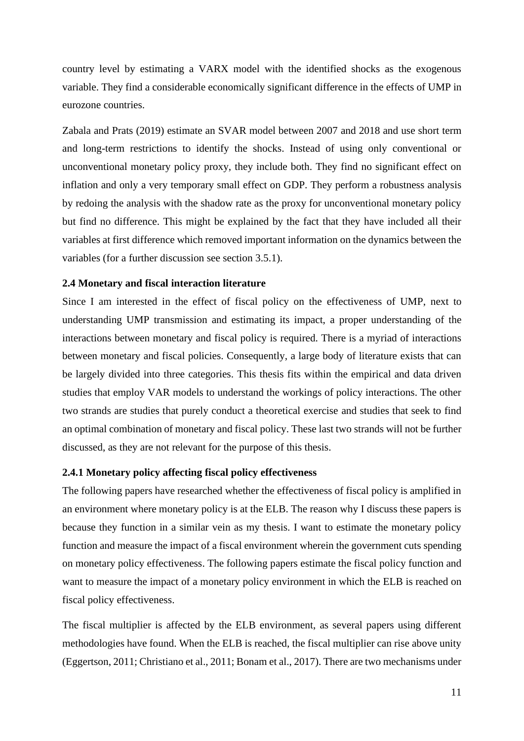country level by estimating a VARX model with the identified shocks as the exogenous variable. They find a considerable economically significant difference in the effects of UMP in eurozone countries.

Zabala and Prats (2019) estimate an SVAR model between 2007 and 2018 and use short term and long-term restrictions to identify the shocks. Instead of using only conventional or unconventional monetary policy proxy, they include both. They find no significant effect on inflation and only a very temporary small effect on GDP. They perform a robustness analysis by redoing the analysis with the shadow rate as the proxy for unconventional monetary policy but find no difference. This might be explained by the fact that they have included all their variables at first difference which removed important information on the dynamics between the variables (for a further discussion see section 3.5.1).

### 2.4 Monetary and fiscal interaction literature

Since I am interested in the effect of fiscal policy on the effectiveness of UMP, next to understanding UMP transmission and estimating its impact, a proper understanding of the interactions between monetary and fiscal policy is required. There is a myriad of interactions between monetary and fiscal policies. Consequently, a large body of literature exists that can be largely divided into three categories. This thesis fits within the empirical and data driven studies that employ VAR models to understand the workings of policy interactions. The other two strands are studies that purely conduct a theoretical exercise and studies that seek to find an optimal combination of monetary and fiscal policy. These last two strands will not be further discussed, as they are not relevant for the purpose of this thesis.

#### 2.4.1 Monetary policy affecting fiscal policy effectiveness

The following papers have researched whether the effectiveness of fiscal policy is amplified in an environment where monetary policy is at the ELB. The reason why I discuss these papers is because they function in a similar vein as my thesis. I want to estimate the monetary policy function and measure the impact of a fiscal environment wherein the government cuts spending on monetary policy effectiveness. The following papers estimate the fiscal policy function and want to measure the impact of a monetary policy environment in which the ELB is reached on fiscal policy effectiveness.

The fiscal multiplier is affected by the ELB environment, as several papers using different methodologies have found. When the ELB is reached, the fiscal multiplier can rise above unity (Eggertson, 2011; Christiano et al., 2011; Bonam et al., 2017). There are two mechanisms under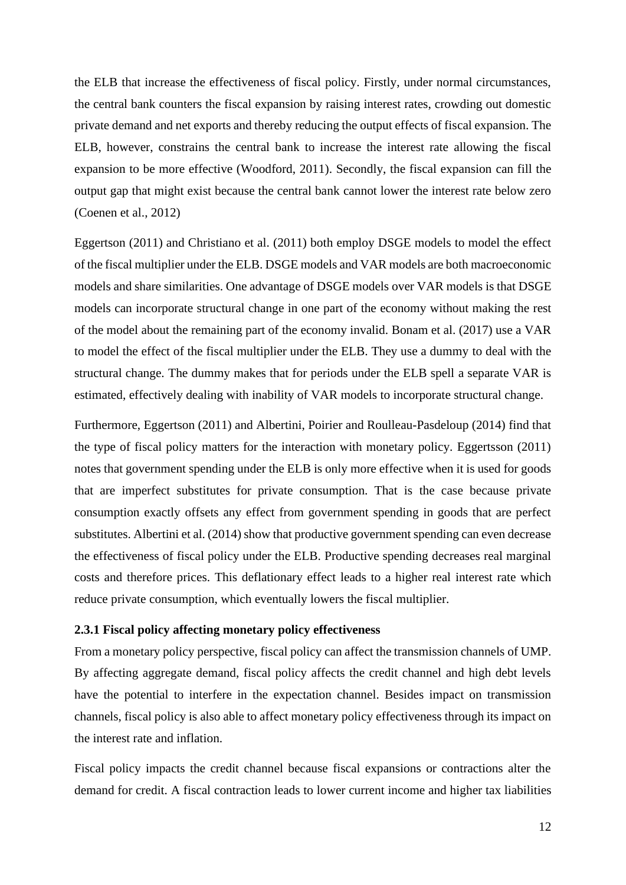the ELB that increase the effectiveness of fiscal policy. Firstly, under normal circumstances, the central bank counters the fiscal expansion by raising interest rates, crowding out domestic private demand and net exports and thereby reducing the output effects of fiscal expansion. The ELB, however, constrains the central bank to increase the interest rate allowing the fiscal expansion to be more effective (Woodford, 2011). Secondly, the fiscal expansion can fill the output gap that might exist because the central bank cannot lower the interest rate below zero (Coenen et al., 2012)

Eggertson (2011) and Christiano et al. (2011) both employ DSGE models to model the effect of the fiscal multiplier under the ELB. DSGE models and VAR models are both macroeconomic models and share similarities. One advantage of DSGE models over VAR models is that DSGE models can incorporate structural change in one part of the economy without making the rest of the model about the remaining part of the economy invalid. Bonam et al. (2017) use a VAR to model the effect of the fiscal multiplier under the ELB. They use a dummy to deal with the structural change. The dummy makes that for periods under the ELB spell a separate VAR is estimated, effectively dealing with inability of VAR models to incorporate structural change.

Furthermore, Eggertson (2011) and Albertini, Poirier and Roulleau-Pasdeloup (2014) find that the type of fiscal policy matters for the interaction with monetary policy. Eggertsson (2011) notes that government spending under the ELB is only more effective when it is used for goods that are imperfect substitutes for private consumption. That is the case because private consumption exactly offsets any effect from government spending in goods that are perfect substitutes. Albertini et al. (2014) show that productive government spending can even decrease the effectiveness of fiscal policy under the ELB. Productive spending decreases real marginal costs and therefore prices. This deflationary effect leads to a higher real interest rate which reduce private consumption, which eventually lowers the fiscal multiplier.

### 2.3.1 Fiscal policy affecting monetary policy effectiveness

From a monetary policy perspective, fiscal policy can affect the transmission channels of UMP. By affecting aggregate demand, fiscal policy affects the credit channel and high debt levels have the potential to interfere in the expectation channel. Besides impact on transmission channels, fiscal policy is also able to affect monetary policy effectiveness through its impact on the interest rate and inflation.

Fiscal policy impacts the credit channel because fiscal expansions or contractions alter the demand for credit. A fiscal contraction leads to lower current income and higher tax liabilities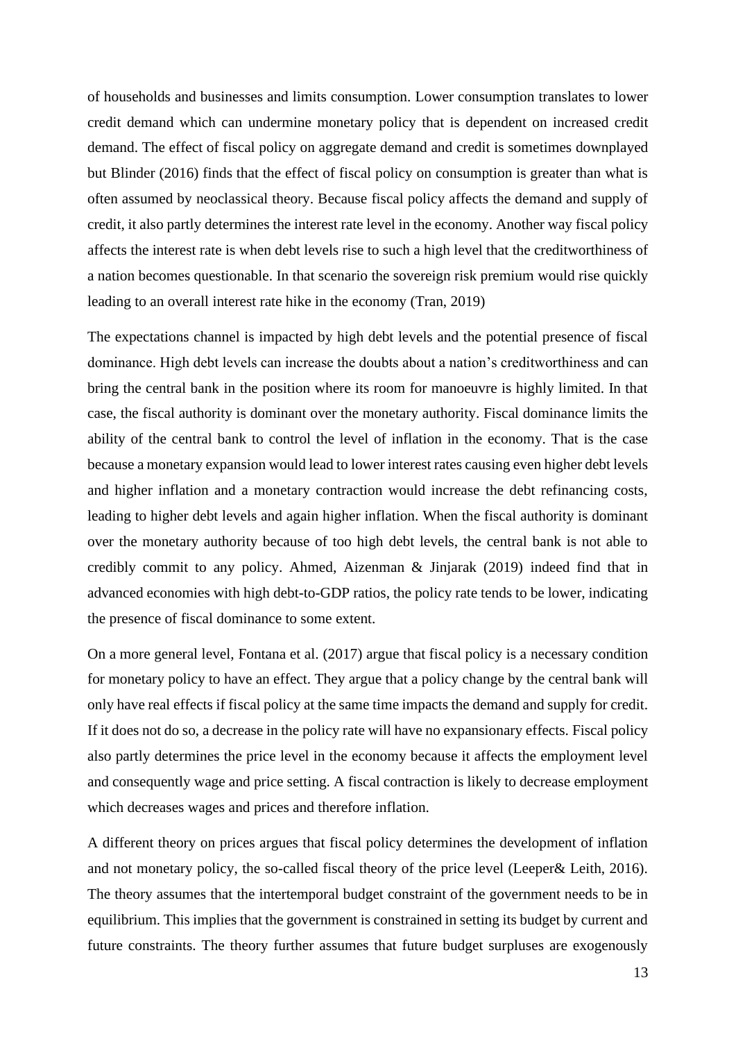of households and businesses and limits consumption. Lower consumption translates to lower credit demand which can undermine monetary policy that is dependent on increased credit demand. The effect of fiscal policy on aggregate demand and credit is sometimes downplayed but Blinder (2016) finds that the effect of fiscal policy on consumption is greater than what is often assumed by neoclassical theory. Because fiscal policy affects the demand and supply of credit, it also partly determines the interest rate level in the economy. Another way fiscal policy affects the interest rate is when debt levels rise to such a high level that the creditworthiness of a nation becomes questionable. In that scenario the sovereign risk premium would rise quickly leading to an overall interest rate hike in the economy (Tran, 2019)

The expectations channel is impacted by high debt levels and the potential presence of fiscal dominance. High debt levels can increase the doubts about a nation's creditworthiness and can bring the central bank in the position where its room for manoeuvre is highly limited. In that case, the fiscal authority is dominant over the monetary authority. Fiscal dominance limits the ability of the central bank to control the level of inflation in the economy. That is the case because a monetary expansion would lead to lower interest rates causing even higher debt levels and higher inflation and a monetary contraction would increase the debt refinancing costs, leading to higher debt levels and again higher inflation. When the fiscal authority is dominant over the monetary authority because of too high debt levels, the central bank is not able to credibly commit to any policy. Ahmed, Aizenman & Jinjarak (2019) indeed find that in advanced economies with high debt-to-GDP ratios, the policy rate tends to be lower, indicating the presence of fiscal dominance to some extent.

On a more general level, Fontana et al. (2017) argue that fiscal policy is a necessary condition for monetary policy to have an effect. They argue that a policy change by the central bank will only have real effects if fiscal policy at the same time impacts the demand and supply for credit. If it does not do so, a decrease in the policy rate will have no expansionary effects. Fiscal policy also partly determines the price level in the economy because it affects the employment level and consequently wage and price setting. A fiscal contraction is likely to decrease employment which decreases wages and prices and therefore inflation.

A different theory on prices argues that fiscal policy determines the development of inflation and not monetary policy, the so-called fiscal theory of the price level (Leeper& Leith, 2016). The theory assumes that the intertemporal budget constraint of the government needs to be in equilibrium. This implies that the government is constrained in setting its budget by current and future constraints. The theory further assumes that future budget surpluses are exogenously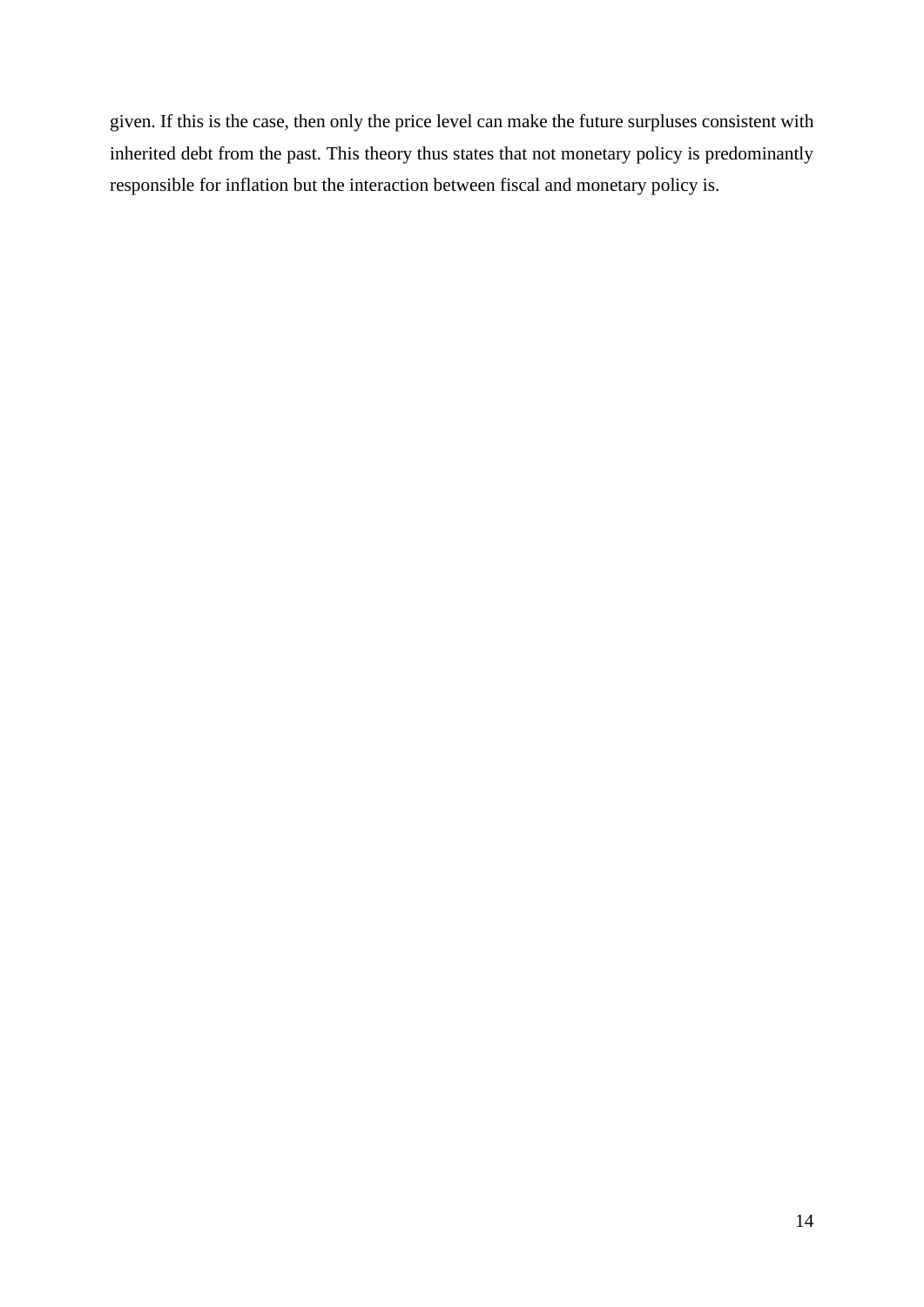given. If this is the case, then only the price level can make the future surpluses consistent with inherited debt from the past. This theory thus states that not monetary policy is predominantly responsible for inflation but the interaction between fiscal and monetary policy is.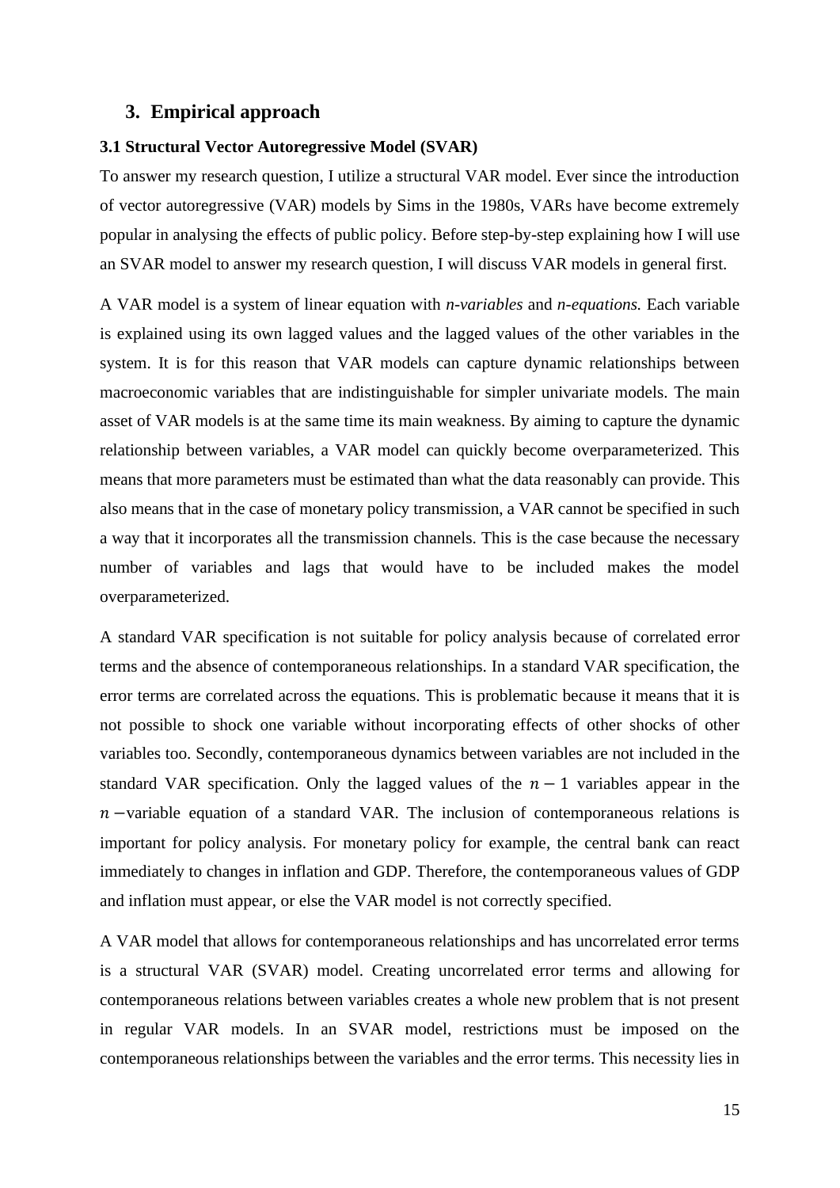## 3. Empirical approach

### 3.1 Structural Vector Autoregressive Model (SVAR)

To answer my research question, I utilize a structural VAR model. Ever since the introduction of vector autoregressive (VAR) models by Sims in the 1980s, VARs have become extremely popular in analysing the effects of public policy. Before step-by-step explaining how I will use an SVAR model to answer my research question, I will discuss VAR models in general first.

A VAR model is a system of linear equation with *n-variables* and *n-equations.* Each variable is explained using its own lagged values and the lagged values of the other variables in the system. It is for this reason that VAR models can capture dynamic relationships between macroeconomic variables that are indistinguishable for simpler univariate models. The main asset of VAR models is at the same time its main weakness. By aiming to capture the dynamic relationship between variables, a VAR model can quickly become overparameterized. This means that more parameters must be estimated than what the data reasonably can provide. This also means that in the case of monetary policy transmission, a VAR cannot be specified in such a way that it incorporates all the transmission channels. This is the case because the necessary number of variables and lags that would have to be included makes the model overparameterized.

A standard VAR specification is not suitable for policy analysis because of correlated error terms and the absence of contemporaneous relationships. In a standard VAR specification, the error terms are correlated across the equations. This is problematic because it means that it is not possible to shock one variable without incorporating effects of other shocks of other variables too. Secondly, contemporaneous dynamics between variables are not included in the standard VAR specification. Only the lagged values of the $n-1$ variables appear in the $n$ −variable equation of a standard VAR. The inclusion of contemporaneous relations is important for policy analysis. For monetary policy for example, the central bank can react immediately to changes in inflation and GDP. Therefore, the contemporaneous values of GDP and inflation must appear, or else the VAR model is not correctly specified.

A VAR model that allows for contemporaneous relationships and has uncorrelated error terms is a structural VAR (SVAR) model. Creating uncorrelated error terms and allowing for contemporaneous relations between variables creates a whole new problem that is not present in regular VAR models. In an SVAR model, restrictions must be imposed on the contemporaneous relationships between the variables and the error terms. This necessity lies in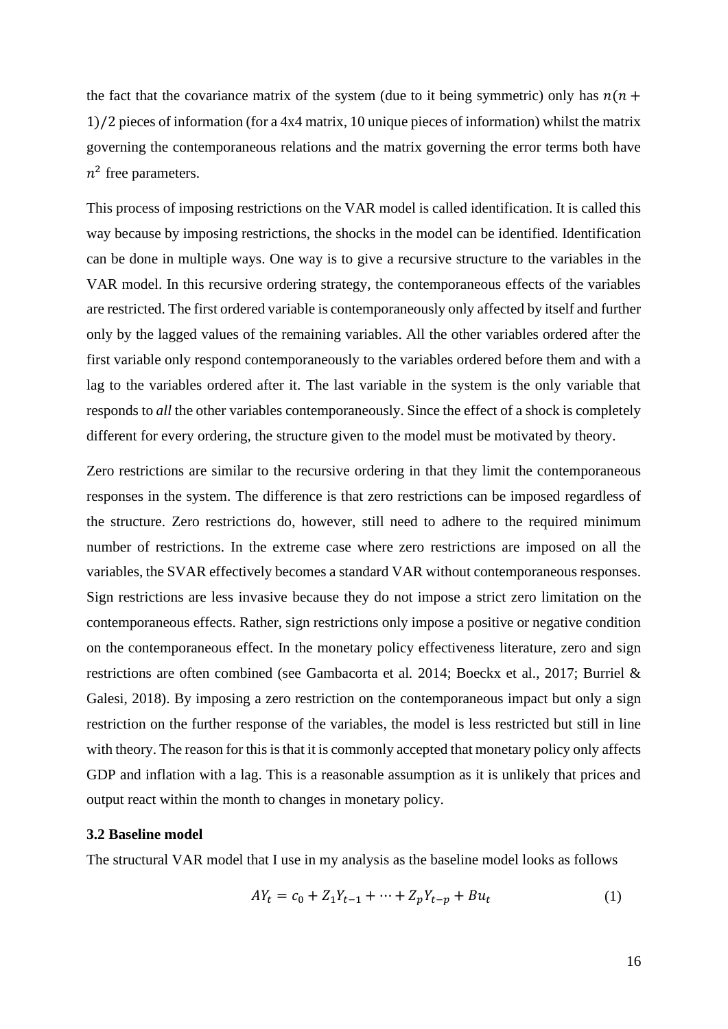the fact that the covariance matrix of the system (due to it being symmetric) only has $n(n+1)/2$ pieces of information (for a 4x4 matrix, 10 unique pieces of information) whilst the matrix governing the contemporaneous relations and the matrix governing the error terms both have $n^2$ free parameters.

This process of imposing restrictions on the VAR model is called identification. It is called this way because by imposing restrictions, the shocks in the model can be identified. Identification can be done in multiple ways. One way is to give a recursive structure to the variables in the VAR model. In this recursive ordering strategy, the contemporaneous effects of the variables are restricted. The first ordered variable is contemporaneously only affected by itself and further only by the lagged values of the remaining variables. All the other variables ordered after the first variable only respond contemporaneously to the variables ordered before them and with a lag to the variables ordered after it. The last variable in the system is the only variable that responds to *all* the other variables contemporaneously. Since the effect of a shock is completely different for every ordering, the structure given to the model must be motivated by theory.

Zero restrictions are similar to the recursive ordering in that they limit the contemporaneous responses in the system. The difference is that zero restrictions can be imposed regardless of the structure. Zero restrictions do, however, still need to adhere to the required minimum number of restrictions. In the extreme case where zero restrictions are imposed on all the variables, the SVAR effectively becomes a standard VAR without contemporaneous responses. Sign restrictions are less invasive because they do not impose a strict zero limitation on the contemporaneous effects. Rather, sign restrictions only impose a positive or negative condition on the contemporaneous effect. In the monetary policy effectiveness literature, zero and sign restrictions are often combined (see Gambacorta et al. 2014; Boeckx et al., 2017; Burriel & Galesi, 2018). By imposing a zero restriction on the contemporaneous impact but only a sign restriction on the further response of the variables, the model is less restricted but still in line with theory. The reason for this is that it is commonly accepted that monetary policy only affects GDP and inflation with a lag. This is a reasonable assumption as it is unlikely that prices and output react within the month to changes in monetary policy.

### 3.2 Baseline model

The structural VAR model that I use in my analysis as the baseline model looks as follows

$$AY_t = c_0 + Z_1 Y_{t-1} + \cdots + Z_p Y_{t-p} + Bu_t \tag{1}$$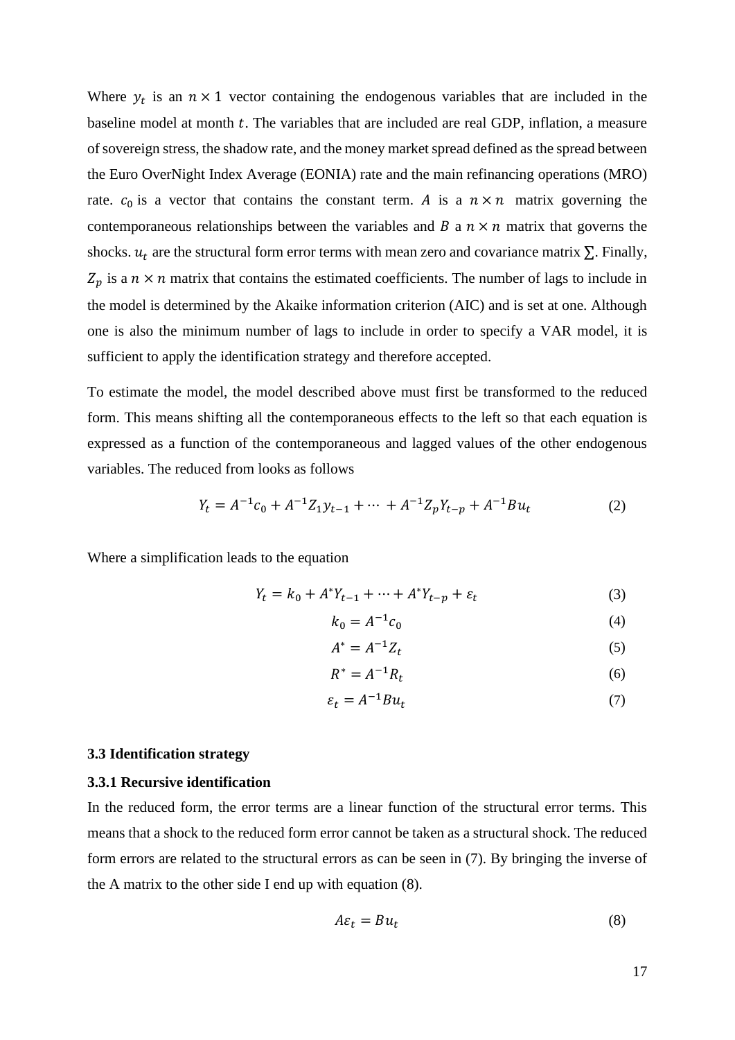Where $y_t$ is an $n \times 1$ vector containing the endogenous variables that are included in the baseline model at month $t$. The variables that are included are real GDP, inflation, a measure of sovereign stress, the shadow rate, and the money market spread defined as the spread between the Euro OverNight Index Average (EONIA) rate and the main refinancing operations (MRO) rate. $c_0$ is a vector that contains the constant term. $A$ is a $n \times n$ matrix governing the contemporaneous relationships between the variables and $B$ a $n \times n$ matrix that governs the shocks. $u_t$ are the structural form error terms with mean zero and covariance matrix $\sum$. Finally, $Z_p$ is a $n \times n$ matrix that contains the estimated coefficients. The number of lags to include in the model is determined by the Akaike information criterion (AIC) and is set at one. Although one is also the minimum number of lags to include in order to specify a VAR model, it is sufficient to apply the identification strategy and therefore accepted.

To estimate the model, the model described above must first be transformed to the reduced form. This means shifting all the contemporaneous effects to the left so that each equation is expressed as a function of the contemporaneous and lagged values of the other endogenous variables. The reduced from looks as follows

$$Y_t = A^{-1}c_0 + A^{-1}Z_1 y_{t-1} + \cdots + A^{-1}Z_p Y_{t-p} + A^{-1}Bu_t \tag{2}$$

Where a simplification leads to the equation

$$Y_t = k_0 + A^{*}Y_{t-1} + \cdots + A^{*}Y_{t-p} + \varepsilon_t \tag{3}$$

$$k_0 = A^{-1}c_0 \tag{4}$$

$$A^{*} = A^{-1}Z_t \tag{5}$$

$$R^{*} = A^{-1}R_t \tag{6}$$

$$\varepsilon_t = A^{-1}Bu_t \tag{7}$$

### 3.3 Identification strategy

#### 3.3.1 Recursive identification

In the reduced form, the error terms are a linear function of the structural error terms. This means that a shock to the reduced form error cannot be taken as a structural shock. The reduced form errors are related to the structural errors as can be seen in (7). By bringing the inverse of the A matrix to the other side I end up with equation (8).

$$A\varepsilon_t = Bu_t \tag{8}$$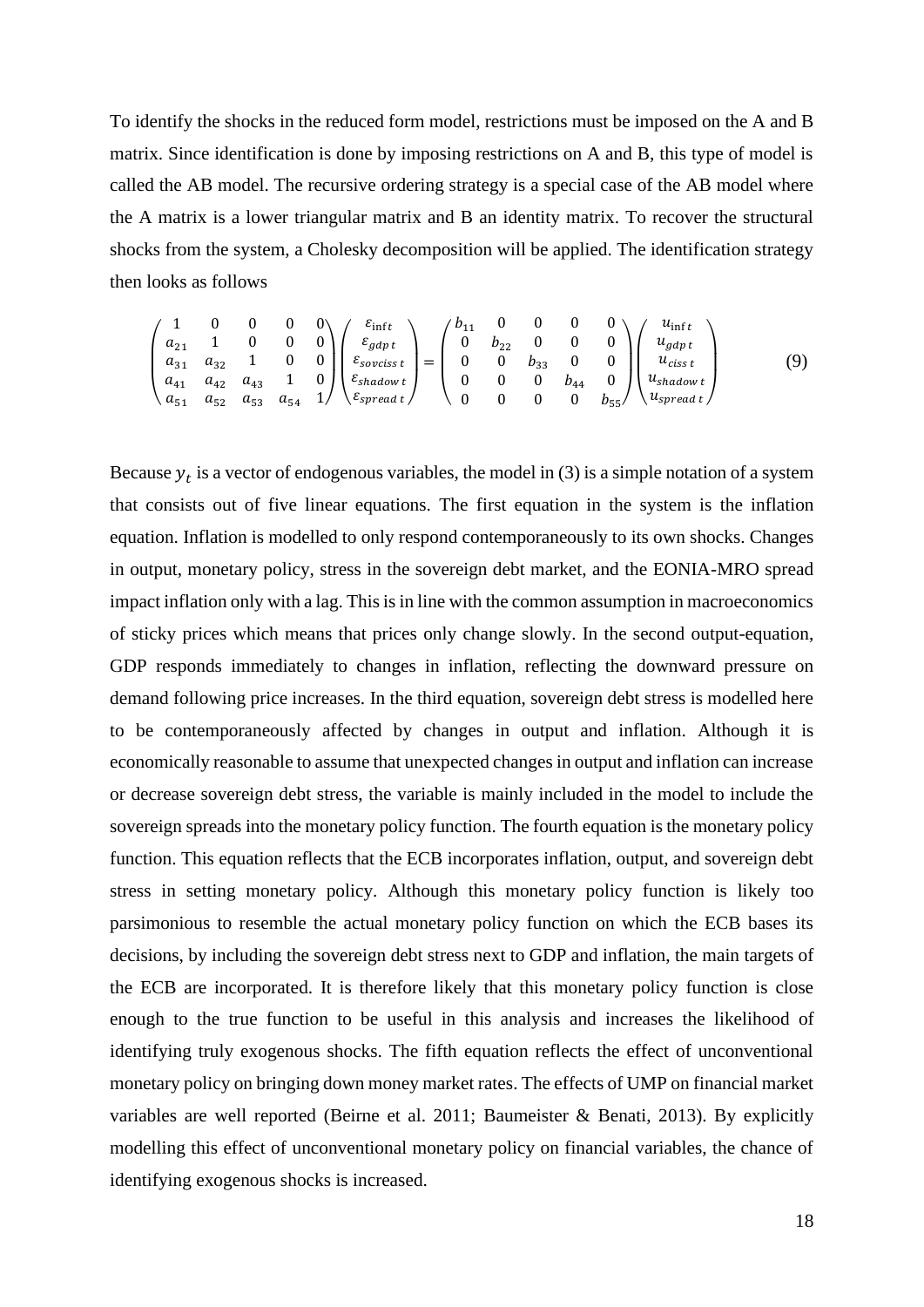To identify the shocks in the reduced form model, restrictions must be imposed on the A and B matrix. Since identification is done by imposing restrictions on A and B, this type of model is called the AB model. The recursive ordering strategy is a special case of the AB model where the A matrix is a lower triangular matrix and B an identity matrix. To recover the structural shocks from the system, a Cholesky decomposition will be applied. The identification strategy then looks as follows

$$\begin{pmatrix} 1 & 0 & 0 & 0 & 0 \\ a_{21} & 1 & 0 & 0 & 0 \\ a_{31} & a_{32} & 1 & 0 & 0 \\ a_{41} & a_{42} & a_{43} & 1 & 0 \\ a_{51} & a_{52} & a_{53} & a_{54} & 1 \end{pmatrix} \begin{pmatrix} \varepsilon_{\inf t} \\ \varepsilon_{gdp\,t} \\ \varepsilon_{sovciss\,t} \\ \varepsilon_{shadow\,t} \\ \varepsilon_{spread\,t} \end{pmatrix} = \begin{pmatrix} b_{11} & 0 & 0 & 0 & 0 \\ 0 & b_{22} & 0 & 0 & 0 \\ 0 & 0 & b_{33} & 0 & 0 \\ 0 & 0 & 0 & b_{44} & 0 \\ 0 & 0 & 0 & 0 & b_{55} \end{pmatrix} \begin{pmatrix} u_{\inf t} \\ u_{gdp\,t} \\ u_{ciss\,t} \\ u_{shadow\,t} \\ u_{spread\,t} \end{pmatrix} \tag{9}$$

Because $y_t$ is a vector of endogenous variables, the model in (3) is a simple notation of a system that consists out of five linear equations. The first equation in the system is the inflation equation. Inflation is modelled to only respond contemporaneously to its own shocks. Changes in output, monetary policy, stress in the sovereign debt market, and the EONIA-MRO spread impact inflation only with a lag. This is in line with the common assumption in macroeconomics of sticky prices which means that prices only change slowly. In the second output-equation, GDP responds immediately to changes in inflation, reflecting the downward pressure on demand following price increases. In the third equation, sovereign debt stress is modelled here to be contemporaneously affected by changes in output and inflation. Although it is economically reasonable to assume that unexpected changes in output and inflation can increase or decrease sovereign debt stress, the variable is mainly included in the model to include the sovereign spreads into the monetary policy function. The fourth equation is the monetary policy function. This equation reflects that the ECB incorporates inflation, output, and sovereign debt stress in setting monetary policy. Although this monetary policy function is likely too parsimonious to resemble the actual monetary policy function on which the ECB bases its decisions, by including the sovereign debt stress next to GDP and inflation, the main targets of the ECB are incorporated. It is therefore likely that this monetary policy function is close enough to the true function to be useful in this analysis and increases the likelihood of identifying truly exogenous shocks. The fifth equation reflects the effect of unconventional monetary policy on bringing down money market rates. The effects of UMP on financial market variables are well reported (Beirne et al. 2011; Baumeister & Benati, 2013). By explicitly modelling this effect of unconventional monetary policy on financial variables, the chance of identifying exogenous shocks is increased.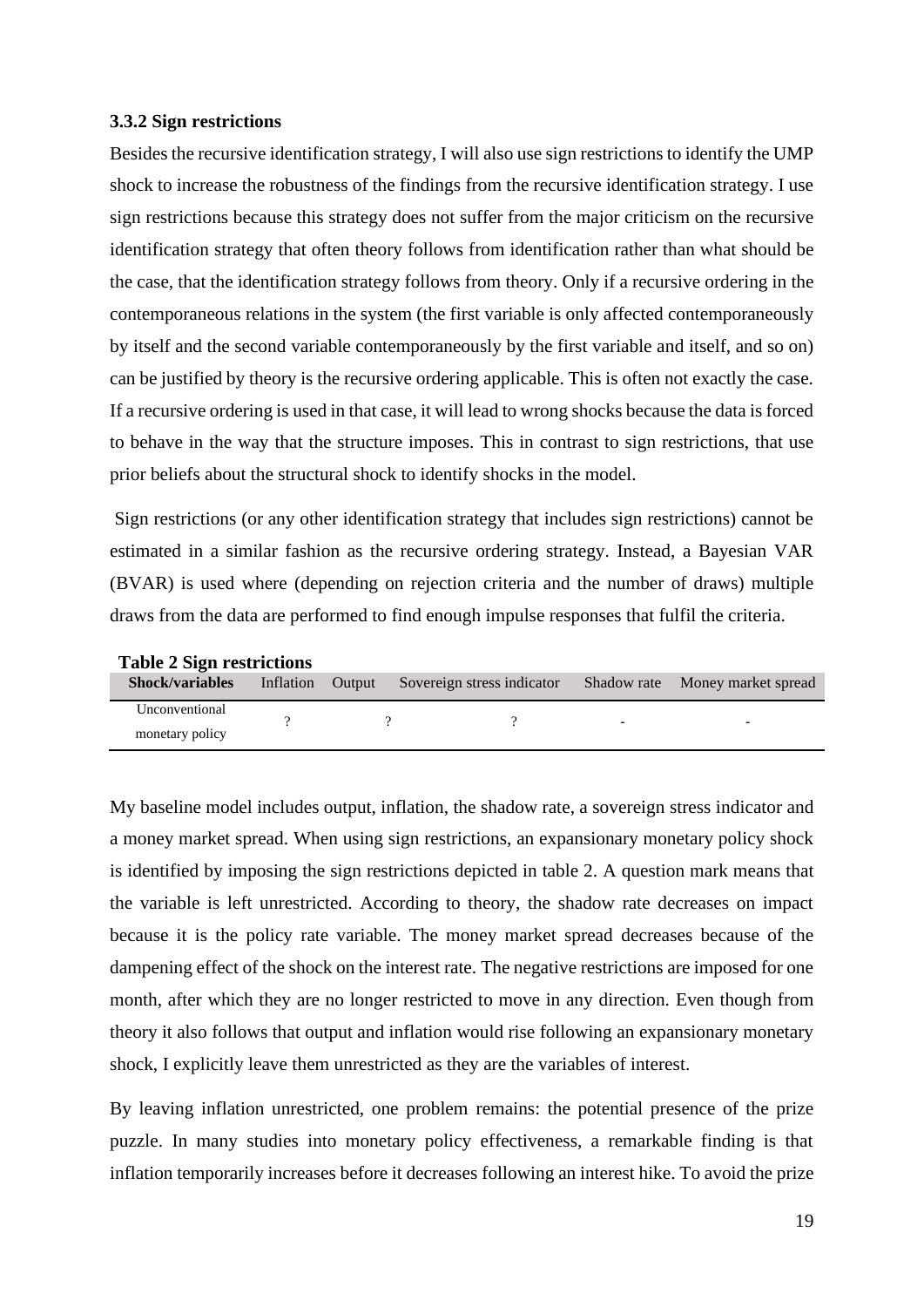### 3.3.2 Sign restrictions

Besides the recursive identification strategy, I will also use sign restrictions to identify the UMP shock to increase the robustness of the findings from the recursive identification strategy. I use sign restrictions because this strategy does not suffer from the major criticism on the recursive identification strategy that often theory follows from identification rather than what should be the case, that the identification strategy follows from theory. Only if a recursive ordering in the contemporaneous relations in the system (the first variable is only affected contemporaneously by itself and the second variable contemporaneously by the first variable and itself, and so on) can be justified by theory is the recursive ordering applicable. This is often not exactly the case. If a recursive ordering is used in that case, it will lead to wrong shocks because the data is forced to behave in the way that the structure imposes. This in contrast to sign restrictions, that use prior beliefs about the structural shock to identify shocks in the model.

Sign restrictions (or any other identification strategy that includes sign restrictions) cannot be estimated in a similar fashion as the recursive ordering strategy. Instead, a Bayesian VAR (BVAR) is used where (depending on rejection criteria and the number of draws) multiple draws from the data are performed to find enough impulse responses that fulfil the criteria.

**Table 2 Sign restrictions**

| Shock/variables | Inflation | Output | Sovereign stress indicator | Shadow rate | Money market spread |
|---|---|---|---|---|---|
| Unconventional monetary policy | ? | ? | ? | - | - |

My baseline model includes output, inflation, the shadow rate, a sovereign stress indicator and a money market spread. When using sign restrictions, an expansionary monetary policy shock is identified by imposing the sign restrictions depicted in table 2. A question mark means that the variable is left unrestricted. According to theory, the shadow rate decreases on impact because it is the policy rate variable. The money market spread decreases because of the dampening effect of the shock on the interest rate. The negative restrictions are imposed for one month, after which they are no longer restricted to move in any direction. Even though from theory it also follows that output and inflation would rise following an expansionary monetary shock, I explicitly leave them unrestricted as they are the variables of interest.

By leaving inflation unrestricted, one problem remains: the potential presence of the prize puzzle. In many studies into monetary policy effectiveness, a remarkable finding is that inflation temporarily increases before it decreases following an interest hike. To avoid the prize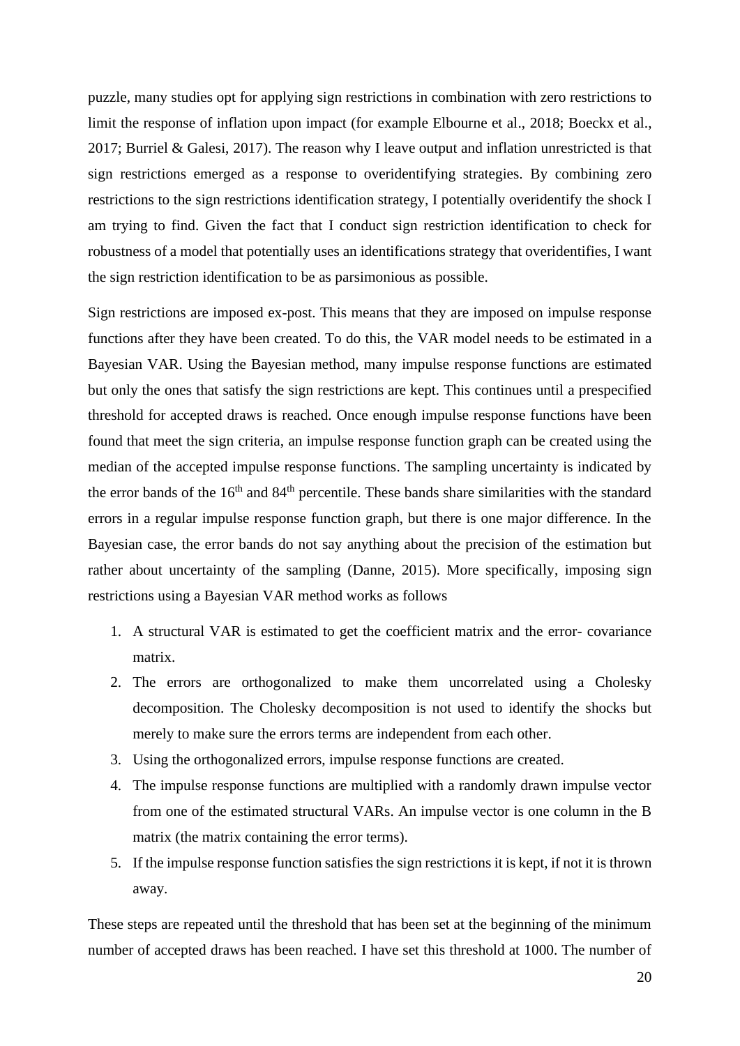puzzle, many studies opt for applying sign restrictions in combination with zero restrictions to limit the response of inflation upon impact (for example Elbourne et al., 2018; Boeckx et al., 2017; Burriel & Galesi, 2017). The reason why I leave output and inflation unrestricted is that sign restrictions emerged as a response to overidentifying strategies. By combining zero restrictions to the sign restrictions identification strategy, I potentially overidentify the shock I am trying to find. Given the fact that I conduct sign restriction identification to check for robustness of a model that potentially uses an identifications strategy that overidentifies, I want the sign restriction identification to be as parsimonious as possible.

Sign restrictions are imposed ex-post. This means that they are imposed on impulse response functions after they have been created. To do this, the VAR model needs to be estimated in a Bayesian VAR. Using the Bayesian method, many impulse response functions are estimated but only the ones that satisfy the sign restrictions are kept. This continues until a prespecified threshold for accepted draws is reached. Once enough impulse response functions have been found that meet the sign criteria, an impulse response function graph can be created using the median of the accepted impulse response functions. The sampling uncertainty is indicated by the error bands of the 16th and 84th percentile. These bands share similarities with the standard errors in a regular impulse response function graph, but there is one major difference. In the Bayesian case, the error bands do not say anything about the precision of the estimation but rather about uncertainty of the sampling (Danne, 2015). More specifically, imposing sign restrictions using a Bayesian VAR method works as follows

1. A structural VAR is estimated to get the coefficient matrix and the error- covariance matrix.
2. The errors are orthogonalized to make them uncorrelated using a Cholesky decomposition. The Cholesky decomposition is not used to identify the shocks but merely to make sure the errors terms are independent from each other.
3. Using the orthogonalized errors, impulse response functions are created.
4. The impulse response functions are multiplied with a randomly drawn impulse vector from one of the estimated structural VARs. An impulse vector is one column in the B matrix (the matrix containing the error terms).
5. If the impulse response function satisfies the sign restrictions it is kept, if not it is thrown away.

These steps are repeated until the threshold that has been set at the beginning of the minimum number of accepted draws has been reached. I have set this threshold at 1000. The number of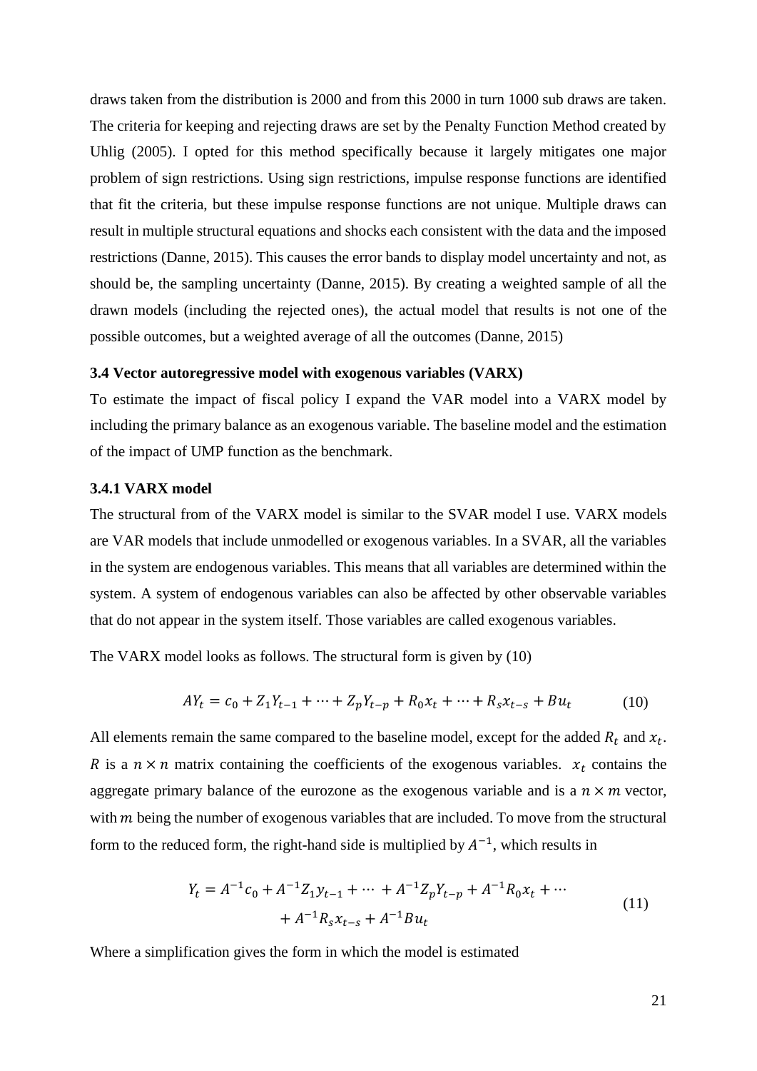draws taken from the distribution is 2000 and from this 2000 in turn 1000 sub draws are taken. The criteria for keeping and rejecting draws are set by the Penalty Function Method created by Uhlig (2005). I opted for this method specifically because it largely mitigates one major problem of sign restrictions. Using sign restrictions, impulse response functions are identified that fit the criteria, but these impulse response functions are not unique. Multiple draws can result in multiple structural equations and shocks each consistent with the data and the imposed restrictions (Danne, 2015). This causes the error bands to display model uncertainty and not, as should be, the sampling uncertainty (Danne, 2015). By creating a weighted sample of all the drawn models (including the rejected ones), the actual model that results is not one of the possible outcomes, but a weighted average of all the outcomes (Danne, 2015)

### 3.4 Vector autoregressive model with exogenous variables (VARX)

To estimate the impact of fiscal policy I expand the VAR model into a VARX model by including the primary balance as an exogenous variable. The baseline model and the estimation of the impact of UMP function as the benchmark.

#### 3.4.1 VARX model

The structural from of the VARX model is similar to the SVAR model I use. VARX models are VAR models that include unmodelled or exogenous variables. In a SVAR, all the variables in the system are endogenous variables. This means that all variables are determined within the system. A system of endogenous variables can also be affected by other observable variables that do not appear in the system itself. Those variables are called exogenous variables.

The VARX model looks as follows. The structural form is given by (10)

$$AY_t = c_0 + Z_1 Y_{t-1} + \cdots + Z_p Y_{t-p} + R_0 x_t + \cdots + R_s x_{t-s} + B u_t \tag{10}$$

All elements remain the same compared to the baseline model, except for the added $R_t$ and $x_t$. $R$ is a $n \times n$ matrix containing the coefficients of the exogenous variables. $x_t$ contains the aggregate primary balance of the eurozone as the exogenous variable and is a $n \times m$ vector, with $m$ being the number of exogenous variables that are included. To move from the structural form to the reduced form, the right-hand side is multiplied by $A^{-1}$, which results in

$$\begin{aligned} Y_t = A^{-1}c_0 + A^{-1}Z_1 y_{t-1} + \cdots + A^{-1}Z_p Y_{t-p} + A^{-1}R_0 x_t + \cdots \\ + A^{-1}R_s x_{t-s} + A^{-1}B u_t \end{aligned} \tag{11}$$

Where a simplification gives the form in which the model is estimated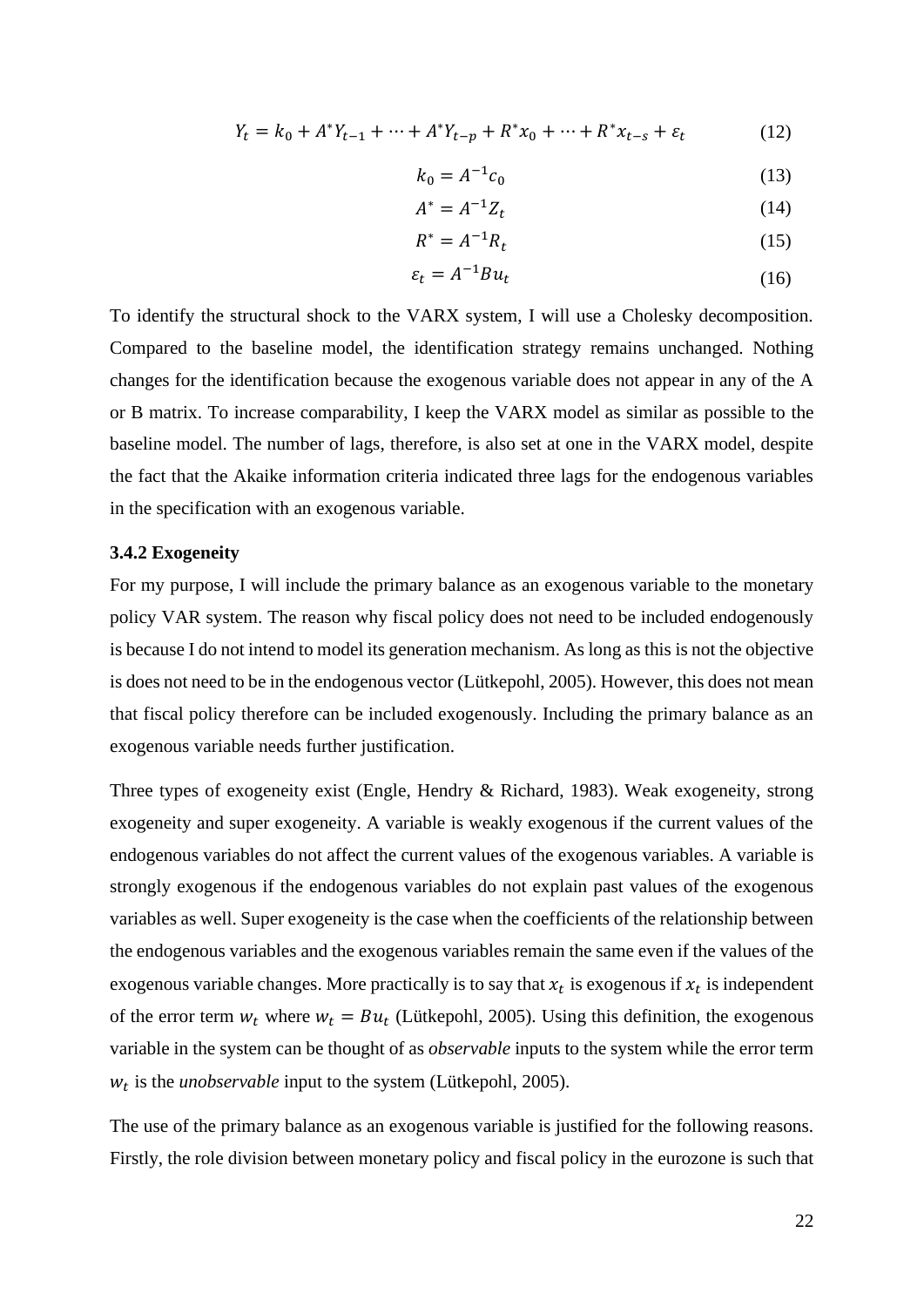$$Y_t = k_0 + A^*Y_{t-1} + \cdots + A^*Y_{t-p} + R^*x_0 + \cdots + R^*x_{t-s} + \varepsilon_t \tag{12}$$

$$k_0 = A^{-1}c_0 \tag{13}$$

$$A^* = A^{-1}Z_t \tag{14}$$

$$R^* = A^{-1}R_t \tag{15}$$

$$\varepsilon_t = A^{-1}Bu_t \tag{16}$$

To identify the structural shock to the VARX system, I will use a Cholesky decomposition. Compared to the baseline model, the identification strategy remains unchanged. Nothing changes for the identification because the exogenous variable does not appear in any of the A or B matrix. To increase comparability, I keep the VARX model as similar as possible to the baseline model. The number of lags, therefore, is also set at one in the VARX model, despite the fact that the Akaike information criteria indicated three lags for the endogenous variables in the specification with an exogenous variable.

### 3.4.2 Exogeneity

For my purpose, I will include the primary balance as an exogenous variable to the monetary policy VAR system. The reason why fiscal policy does not need to be included endogenously is because I do not intend to model its generation mechanism. As long as this is not the objective is does not need to be in the endogenous vector (Lütkepohl, 2005). However, this does not mean that fiscal policy therefore can be included exogenously. Including the primary balance as an exogenous variable needs further justification.

Three types of exogeneity exist (Engle, Hendry & Richard, 1983). Weak exogeneity, strong exogeneity and super exogeneity. A variable is weakly exogenous if the current values of the endogenous variables do not affect the current values of the exogenous variables. A variable is strongly exogenous if the endogenous variables do not explain past values of the exogenous variables as well. Super exogeneity is the case when the coefficients of the relationship between the endogenous variables and the exogenous variables remain the same even if the values of the exogenous variable changes. More practically is to say that $x_t$ is exogenous if $x_t$ is independent of the error term $w_t$ where $w_t = Bu_t$ (Lütkepohl, 2005). Using this definition, the exogenous variable in the system can be thought of as *observable* inputs to the system while the error term $w_t$ is the *unobservable* input to the system (Lütkepohl, 2005).

The use of the primary balance as an exogenous variable is justified for the following reasons. Firstly, the role division between monetary policy and fiscal policy in the eurozone is such that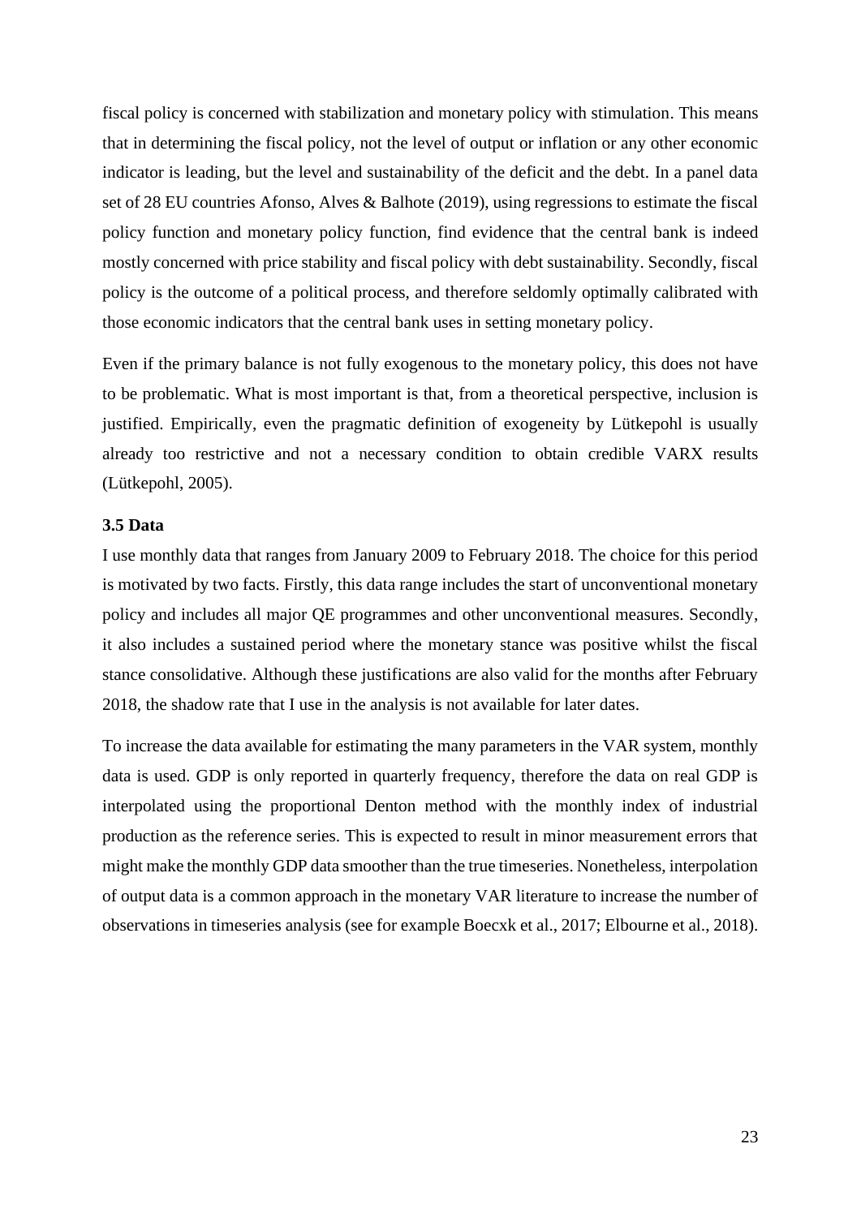fiscal policy is concerned with stabilization and monetary policy with stimulation. This means that in determining the fiscal policy, not the level of output or inflation or any other economic indicator is leading, but the level and sustainability of the deficit and the debt. In a panel data set of 28 EU countries Afonso, Alves & Balhote (2019), using regressions to estimate the fiscal policy function and monetary policy function, find evidence that the central bank is indeed mostly concerned with price stability and fiscal policy with debt sustainability. Secondly, fiscal policy is the outcome of a political process, and therefore seldomly optimally calibrated with those economic indicators that the central bank uses in setting monetary policy.

Even if the primary balance is not fully exogenous to the monetary policy, this does not have to be problematic. What is most important is that, from a theoretical perspective, inclusion is justified. Empirically, even the pragmatic definition of exogeneity by Lütkepohl is usually already too restrictive and not a necessary condition to obtain credible VARX results (Lütkepohl, 2005).

### 3.5 Data

I use monthly data that ranges from January 2009 to February 2018. The choice for this period is motivated by two facts. Firstly, this data range includes the start of unconventional monetary policy and includes all major QE programmes and other unconventional measures. Secondly, it also includes a sustained period where the monetary stance was positive whilst the fiscal stance consolidative. Although these justifications are also valid for the months after February 2018, the shadow rate that I use in the analysis is not available for later dates.

To increase the data available for estimating the many parameters in the VAR system, monthly data is used. GDP is only reported in quarterly frequency, therefore the data on real GDP is interpolated using the proportional Denton method with the monthly index of industrial production as the reference series. This is expected to result in minor measurement errors that might make the monthly GDP data smoother than the true timeseries. Nonetheless, interpolation of output data is a common approach in the monetary VAR literature to increase the number of observations in timeseries analysis (see for example Boecxk et al., 2017; Elbourne et al., 2018).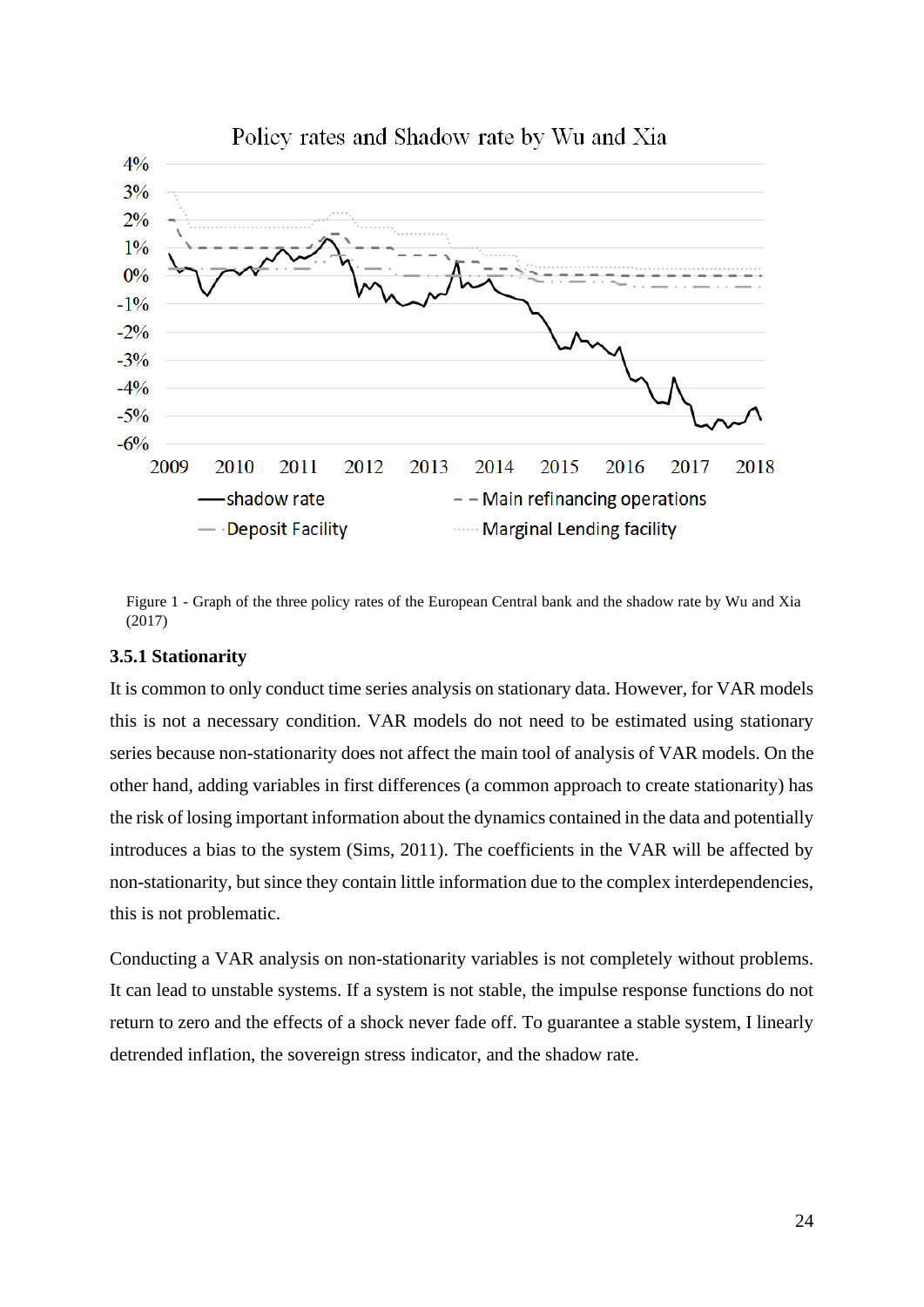Figure 1 - Graph of the three policy rates of the European Central bank and the shadow rate by Wu and Xia (2017)

### 3.5.1 Stationarity

It is common to only conduct time series analysis on stationary data. However, for VAR models this is not a necessary condition. VAR models do not need to be estimated using stationary series because non-stationarity does not affect the main tool of analysis of VAR models. On the other hand, adding variables in first differences (a common approach to create stationarity) has the risk of losing important information about the dynamics contained in the data and potentially introduces a bias to the system (Sims, 2011). The coefficients in the VAR will be affected by non-stationarity, but since they contain little information due to the complex interdependencies, this is not problematic.

Conducting a VAR analysis on non-stationarity variables is not completely without problems. It can lead to unstable systems. If a system is not stable, the impulse response functions do not return to zero and the effects of a shock never fade off. To guarantee a stable system, I linearly detrended inflation, the sovereign stress indicator, and the shadow rate.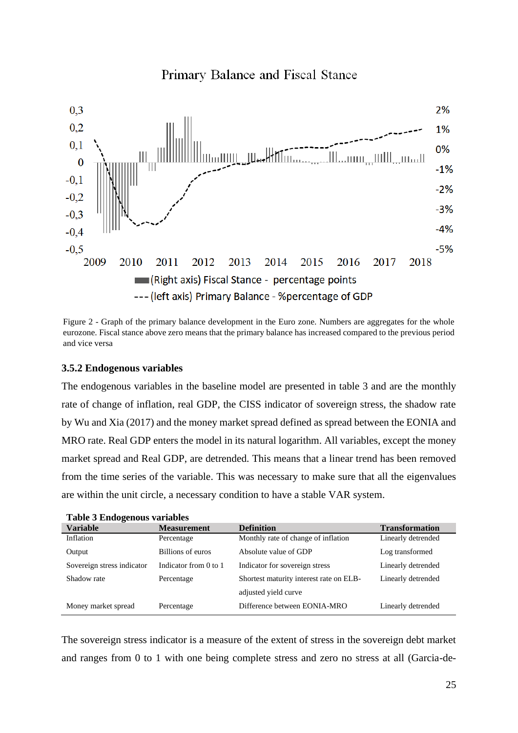Primary Balance and Fiscal Stance

Figure 2 - Graph of the primary balance development in the Euro zone. Numbers are aggregates for the whole eurozone. Fiscal stance above zero means that the primary balance has increased compared to the previous period and vice versa

### 3.5.2 Endogenous variables

The endogenous variables in the baseline model are presented in table 3 and are the monthly rate of change of inflation, real GDP, the CISS indicator of sovereign stress, the shadow rate by Wu and Xia (2017) and the money market spread defined as spread between the EONIA and MRO rate. Real GDP enters the model in its natural logarithm. All variables, except the money market spread and Real GDP, are detrended. This means that a linear trend has been removed from the time series of the variable. This was necessary to make sure that all the eigenvalues are within the unit circle, a necessary condition to have a stable VAR system.

**Table 3 Endogenous variables**

| Variable | Measurement | Definition | Transformation |
|---|---|---|---|
| Inflation | Percentage | Monthly rate of change of inflation | Linearly detrended |
| Output | Billions of euros | Absolute value of GDP | Log transformed |
| Sovereign stress indicator | Indicator from 0 to 1 | Indicator for sovereign stress | Linearly detrended |
| Shadow rate | Percentage | Shortest maturity interest rate on ELB-adjusted yield curve | Linearly detrended |
| Money market spread | Percentage | Difference between EONIA-MRO | Linearly detrended |

The sovereign stress indicator is a measure of the extent of stress in the sovereign debt market and ranges from 0 to 1 with one being complete stress and zero no stress at all (Garcia-de-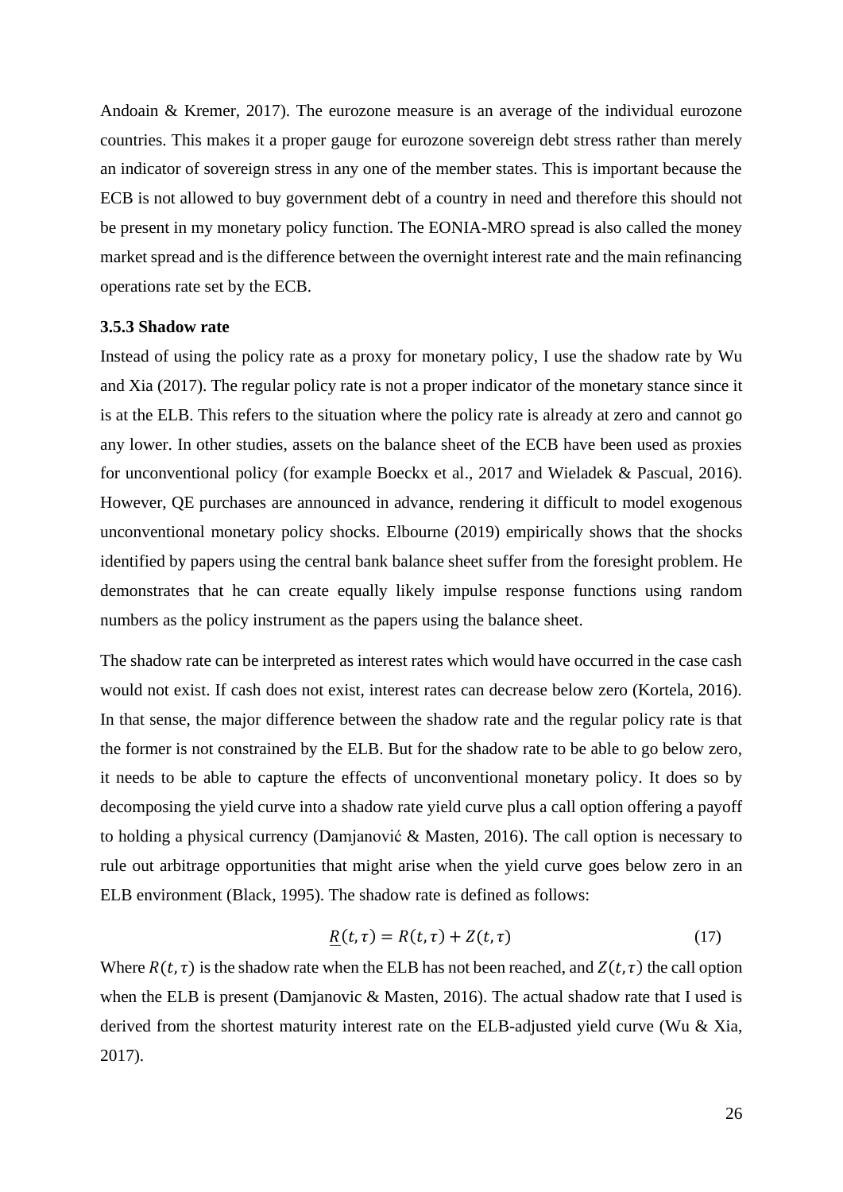Andoain & Kremer, 2017). The eurozone measure is an average of the individual eurozone countries. This makes it a proper gauge for eurozone sovereign debt stress rather than merely an indicator of sovereign stress in any one of the member states. This is important because the ECB is not allowed to buy government debt of a country in need and therefore this should not be present in my monetary policy function. The EONIA-MRO spread is also called the money market spread and is the difference between the overnight interest rate and the main refinancing operations rate set by the ECB.

### 3.5.3 Shadow rate

Instead of using the policy rate as a proxy for monetary policy, I use the shadow rate by Wu and Xia (2017). The regular policy rate is not a proper indicator of the monetary stance since it is at the ELB. This refers to the situation where the policy rate is already at zero and cannot go any lower. In other studies, assets on the balance sheet of the ECB have been used as proxies for unconventional policy (for example Boeckx et al., 2017 and Wieladek & Pascual, 2016). However, QE purchases are announced in advance, rendering it difficult to model exogenous unconventional monetary policy shocks. Elbourne (2019) empirically shows that the shocks identified by papers using the central bank balance sheet suffer from the foresight problem. He demonstrates that he can create equally likely impulse response functions using random numbers as the policy instrument as the papers using the balance sheet.

The shadow rate can be interpreted as interest rates which would have occurred in the case cash would not exist. If cash does not exist, interest rates can decrease below zero (Kortela, 2016). In that sense, the major difference between the shadow rate and the regular policy rate is that the former is not constrained by the ELB. But for the shadow rate to be able to go below zero, it needs to be able to capture the effects of unconventional monetary policy. It does so by decomposing the yield curve into a shadow rate yield curve plus a call option offering a payoff to holding a physical currency (Damjanović & Masten, 2016). The call option is necessary to rule out arbitrage opportunities that might arise when the yield curve goes below zero in an ELB environment (Black, 1995). The shadow rate is defined as follows:

$$\underline{R}(t,\tau) = R(t,\tau) + Z(t,\tau) \tag{17}$$

Where $R(t,\tau)$ is the shadow rate when the ELB has not been reached, and $Z(t,\tau)$ the call option when the ELB is present (Damjanovic & Masten, 2016). The actual shadow rate that I used is derived from the shortest maturity interest rate on the ELB-adjusted yield curve (Wu & Xia, 2017).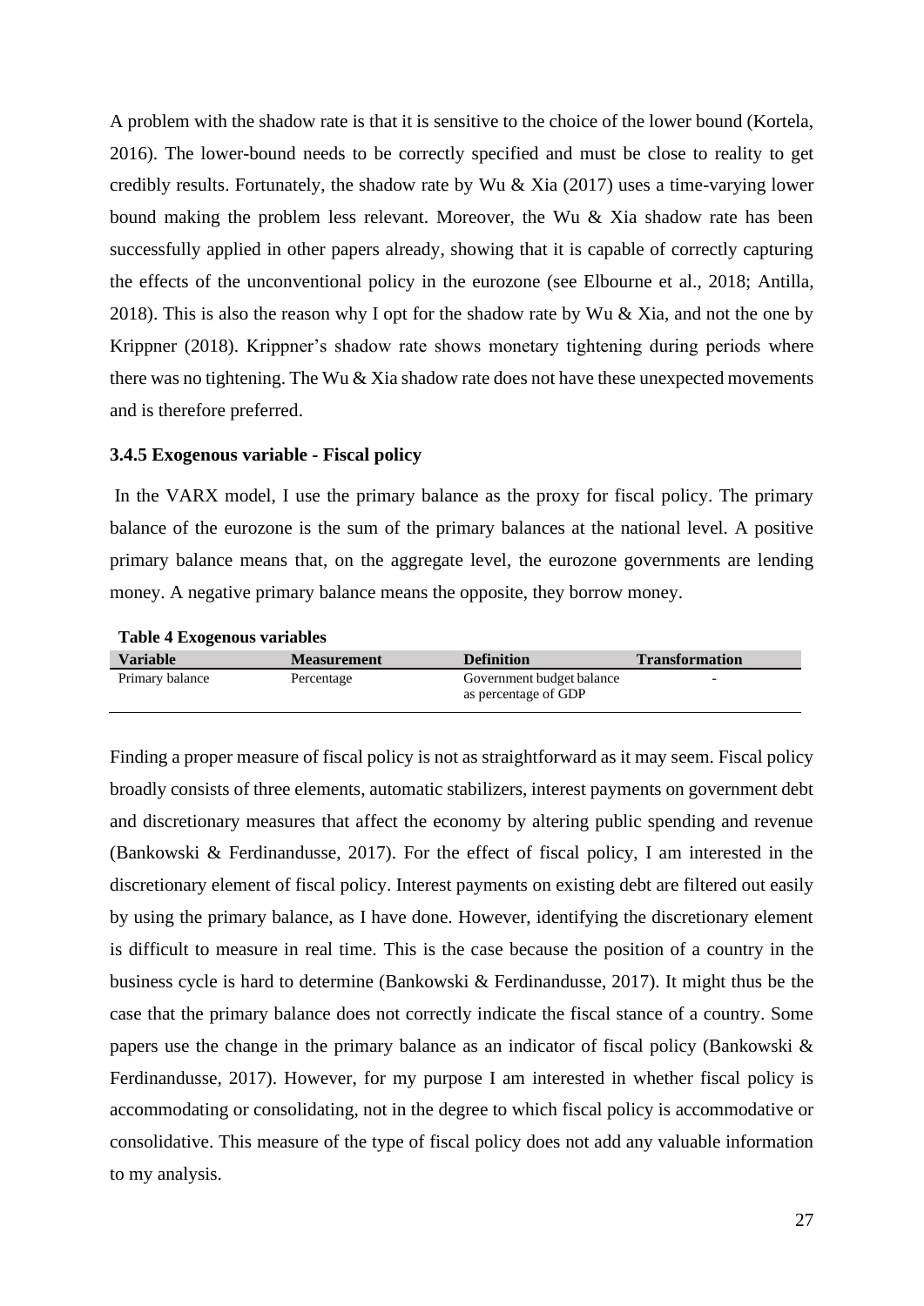A problem with the shadow rate is that it is sensitive to the choice of the lower bound (Kortela, 2016). The lower-bound needs to be correctly specified and must be close to reality to get credibly results. Fortunately, the shadow rate by Wu & Xia (2017) uses a time-varying lower bound making the problem less relevant. Moreover, the Wu & Xia shadow rate has been successfully applied in other papers already, showing that it is capable of correctly capturing the effects of the unconventional policy in the eurozone (see Elbourne et al., 2018; Antilla, 2018). This is also the reason why I opt for the shadow rate by Wu & Xia, and not the one by Krippner (2018). Krippner's shadow rate shows monetary tightening during periods where there was no tightening. The Wu & Xia shadow rate does not have these unexpected movements and is therefore preferred.

### 3.4.5 Exogenous variable - Fiscal policy

In the VARX model, I use the primary balance as the proxy for fiscal policy. The primary balance of the eurozone is the sum of the primary balances at the national level. A positive primary balance means that, on the aggregate level, the eurozone governments are lending money. A negative primary balance means the opposite, they borrow money.

**Table 4 Exogenous variables**

| Variable | Measurement | Definition | Transformation |
|---|---|---|---|
| Primary balance | Percentage | Government budget balance as percentage of GDP | - |

Finding a proper measure of fiscal policy is not as straightforward as it may seem. Fiscal policy broadly consists of three elements, automatic stabilizers, interest payments on government debt and discretionary measures that affect the economy by altering public spending and revenue (Bankowski & Ferdinandusse, 2017). For the effect of fiscal policy, I am interested in the discretionary element of fiscal policy. Interest payments on existing debt are filtered out easily by using the primary balance, as I have done. However, identifying the discretionary element is difficult to measure in real time. This is the case because the position of a country in the business cycle is hard to determine (Bankowski & Ferdinandusse, 2017). It might thus be the case that the primary balance does not correctly indicate the fiscal stance of a country. Some papers use the change in the primary balance as an indicator of fiscal policy (Bankowski & Ferdinandusse, 2017). However, for my purpose I am interested in whether fiscal policy is accommodating or consolidating, not in the degree to which fiscal policy is accommodative or consolidative. This measure of the type of fiscal policy does not add any valuable information to my analysis.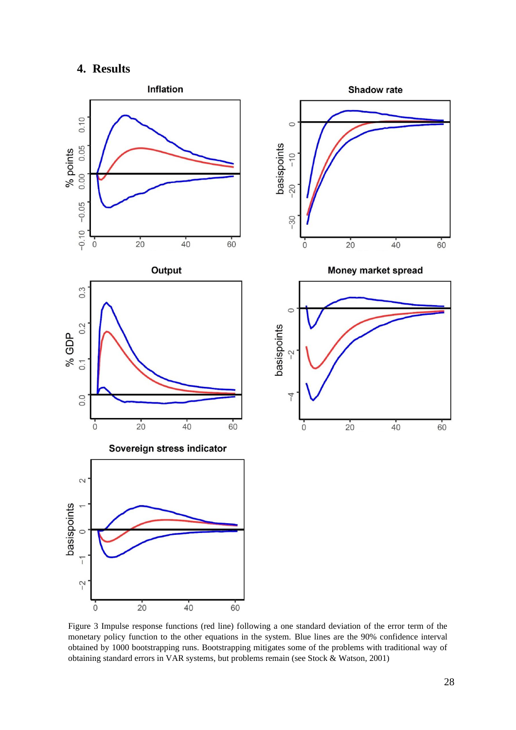## 4. Results

Figure 3 Impulse response functions (red line) following a one standard deviation of the error term of the monetary policy function to the other equations in the system. Blue lines are the 90% confidence interval obtained by 1000 bootstrapping runs. Bootstrapping mitigates some of the problems with traditional way of obtaining standard errors in VAR systems, but problems remain (see Stock & Watson, 2001)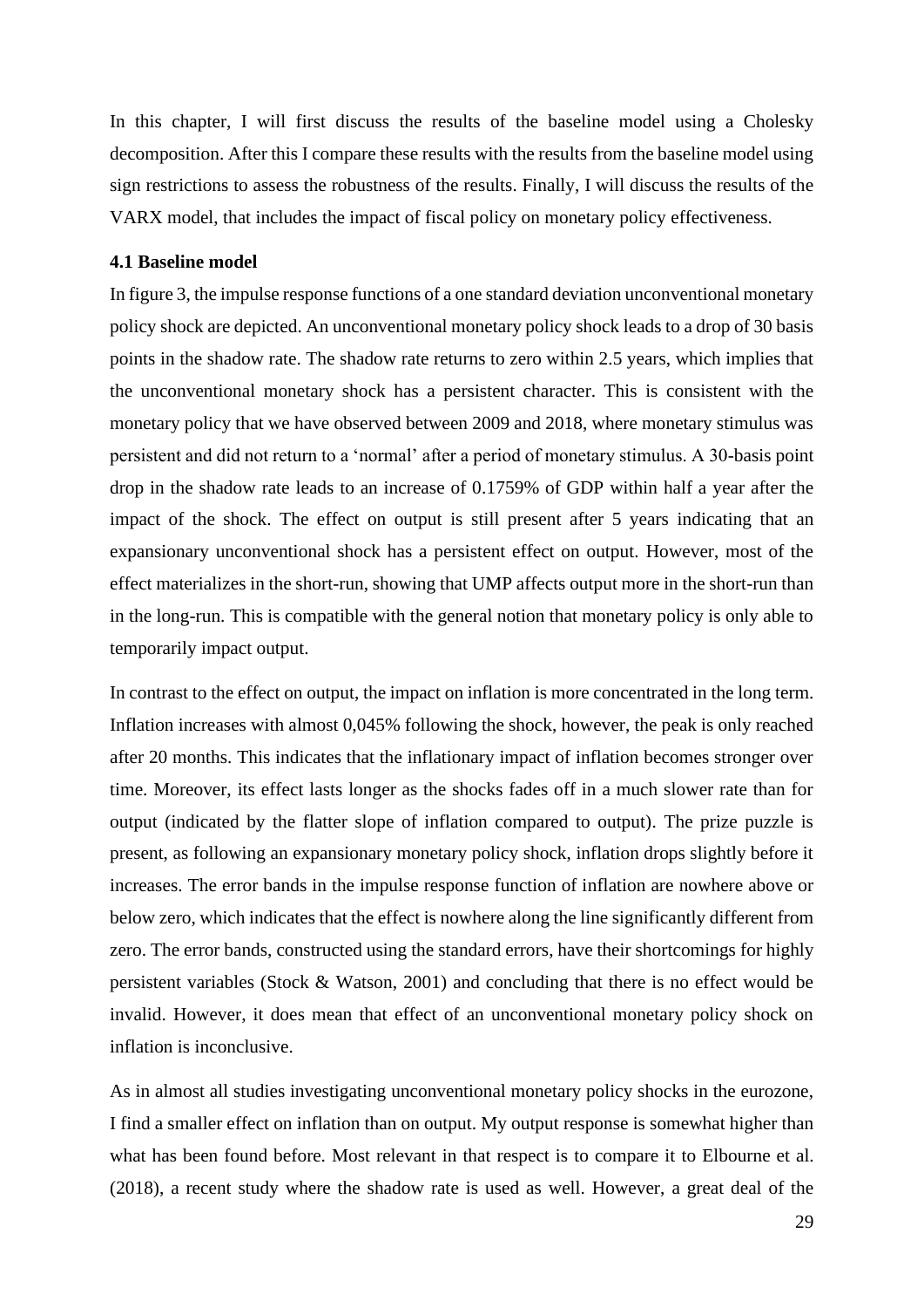In this chapter, I will first discuss the results of the baseline model using a Cholesky decomposition. After this I compare these results with the results from the baseline model using sign restrictions to assess the robustness of the results. Finally, I will discuss the results of the VARX model, that includes the impact of fiscal policy on monetary policy effectiveness.

**4.1 Baseline model**

In figure 3, the impulse response functions of a one standard deviation unconventional monetary policy shock are depicted. An unconventional monetary policy shock leads to a drop of 30 basis points in the shadow rate. The shadow rate returns to zero within 2.5 years, which implies that the unconventional monetary shock has a persistent character. This is consistent with the monetary policy that we have observed between 2009 and 2018, where monetary stimulus was persistent and did not return to a 'normal' after a period of monetary stimulus. A 30-basis point drop in the shadow rate leads to an increase of 0.1759% of GDP within half a year after the impact of the shock. The effect on output is still present after 5 years indicating that an expansionary unconventional shock has a persistent effect on output. However, most of the effect materializes in the short-run, showing that UMP affects output more in the short-run than in the long-run. This is compatible with the general notion that monetary policy is only able to temporarily impact output.

In contrast to the effect on output, the impact on inflation is more concentrated in the long term. Inflation increases with almost 0,045% following the shock, however, the peak is only reached after 20 months. This indicates that the inflationary impact of inflation becomes stronger over time. Moreover, its effect lasts longer as the shocks fades off in a much slower rate than for output (indicated by the flatter slope of inflation compared to output). The prize puzzle is present, as following an expansionary monetary policy shock, inflation drops slightly before it increases. The error bands in the impulse response function of inflation are nowhere above or below zero, which indicates that the effect is nowhere along the line significantly different from zero. The error bands, constructed using the standard errors, have their shortcomings for highly persistent variables (Stock & Watson, 2001) and concluding that there is no effect would be invalid. However, it does mean that effect of an unconventional monetary policy shock on inflation is inconclusive.

As in almost all studies investigating unconventional monetary policy shocks in the eurozone, I find a smaller effect on inflation than on output. My output response is somewhat higher than what has been found before. Most relevant in that respect is to compare it to Elbourne et al. (2018), a recent study where the shadow rate is used as well. However, a great deal of the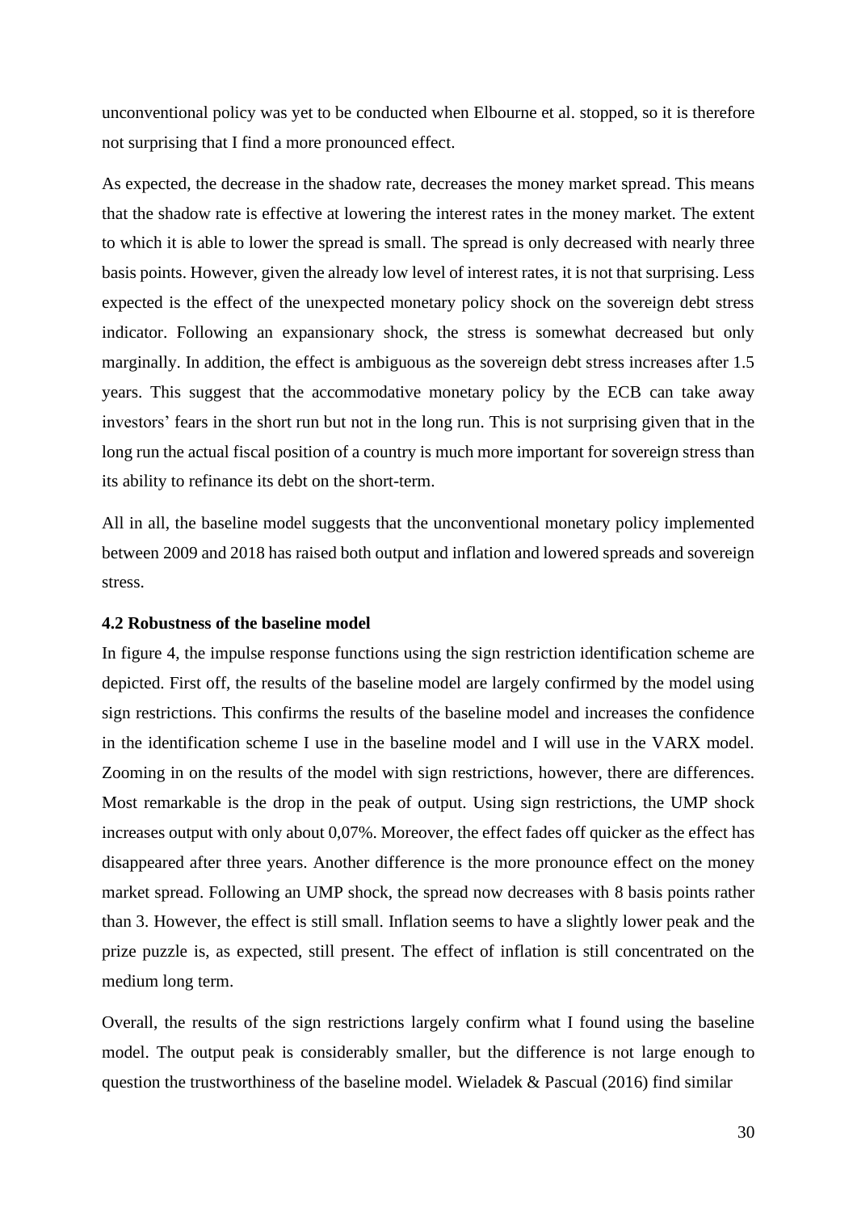unconventional policy was yet to be conducted when Elbourne et al. stopped, so it is therefore not surprising that I find a more pronounced effect.

As expected, the decrease in the shadow rate, decreases the money market spread. This means that the shadow rate is effective at lowering the interest rates in the money market. The extent to which it is able to lower the spread is small. The spread is only decreased with nearly three basis points. However, given the already low level of interest rates, it is not that surprising. Less expected is the effect of the unexpected monetary policy shock on the sovereign debt stress indicator. Following an expansionary shock, the stress is somewhat decreased but only marginally. In addition, the effect is ambiguous as the sovereign debt stress increases after 1.5 years. This suggest that the accommodative monetary policy by the ECB can take away investors' fears in the short run but not in the long run. This is not surprising given that in the long run the actual fiscal position of a country is much more important for sovereign stress than its ability to refinance its debt on the short-term.

All in all, the baseline model suggests that the unconventional monetary policy implemented between 2009 and 2018 has raised both output and inflation and lowered spreads and sovereign stress.

### 4.2 Robustness of the baseline model

In figure 4, the impulse response functions using the sign restriction identification scheme are depicted. First off, the results of the baseline model are largely confirmed by the model using sign restrictions. This confirms the results of the baseline model and increases the confidence in the identification scheme I use in the baseline model and I will use in the VARX model. Zooming in on the results of the model with sign restrictions, however, there are differences. Most remarkable is the drop in the peak of output. Using sign restrictions, the UMP shock increases output with only about 0,07%. Moreover, the effect fades off quicker as the effect has disappeared after three years. Another difference is the more pronounce effect on the money market spread. Following an UMP shock, the spread now decreases with 8 basis points rather than 3. However, the effect is still small. Inflation seems to have a slightly lower peak and the prize puzzle is, as expected, still present. The effect of inflation is still concentrated on the medium long term.

Overall, the results of the sign restrictions largely confirm what I found using the baseline model. The output peak is considerably smaller, but the difference is not large enough to question the trustworthiness of the baseline model. Wieladek & Pascual (2016) find similar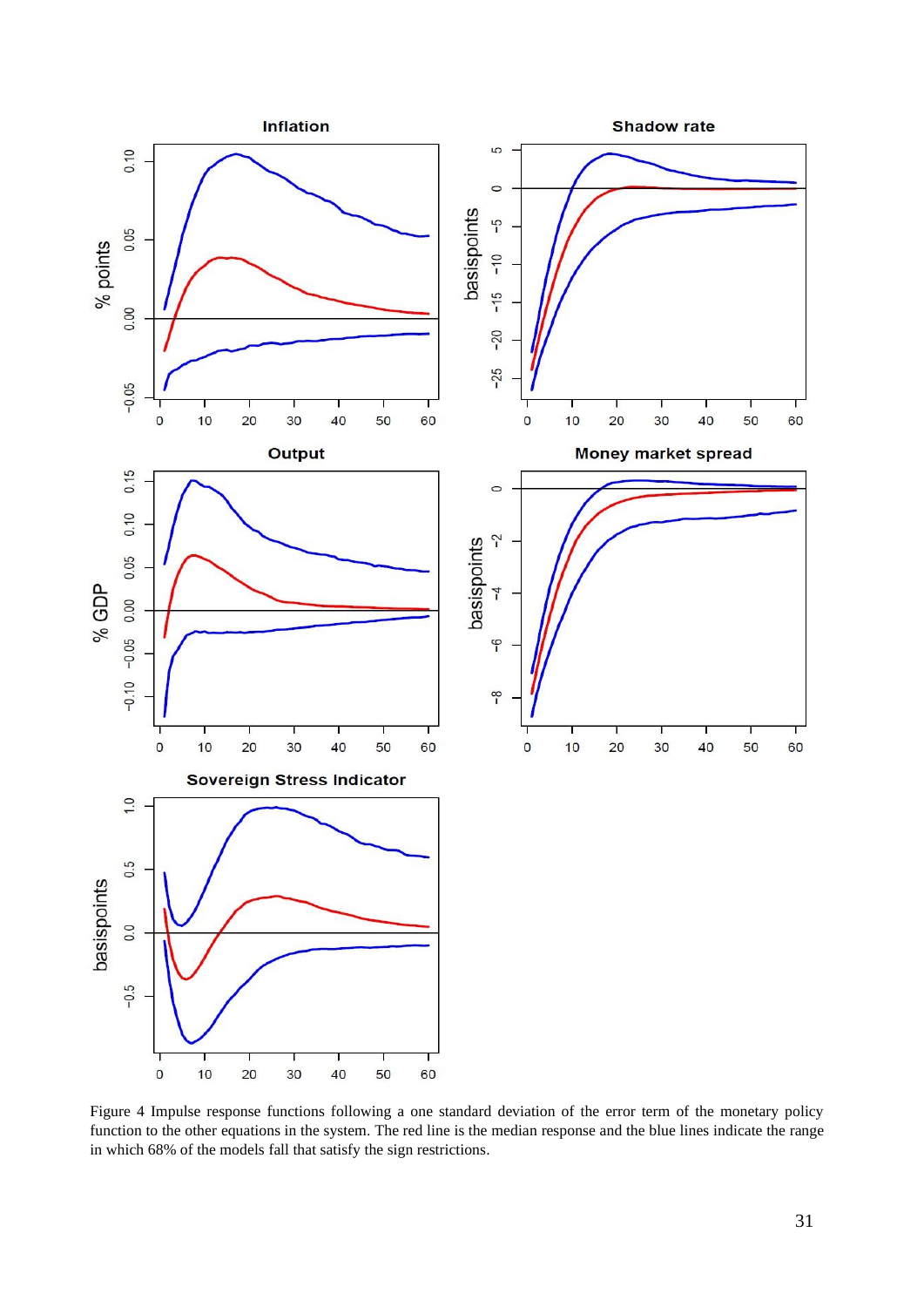Figure 4 Impulse response functions following a one standard deviation of the error term of the monetary policy function to the other equations in the system. The red line is the median response and the blue lines indicate the range in which 68% of the models fall that satisfy the sign restrictions.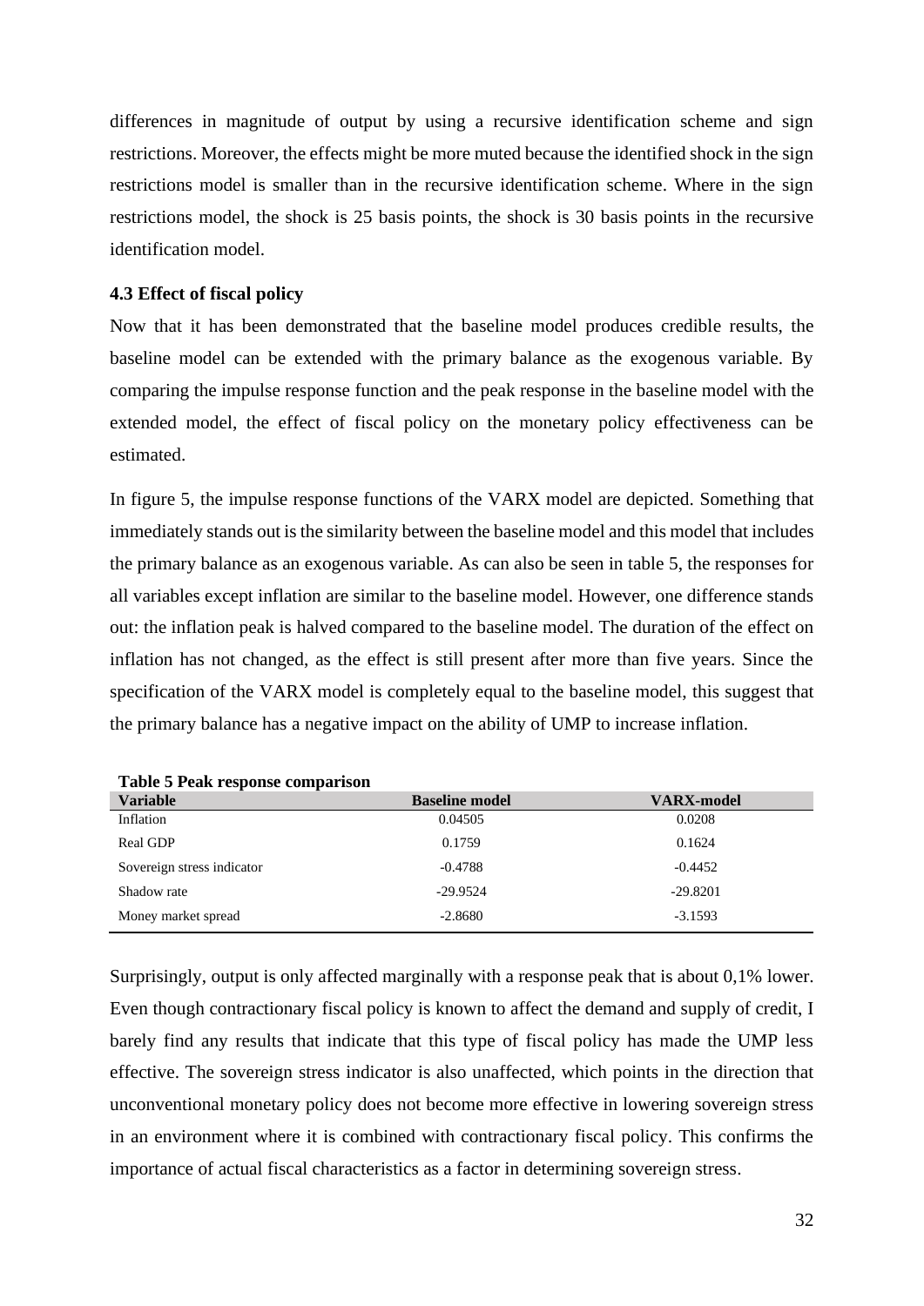differences in magnitude of output by using a recursive identification scheme and sign restrictions. Moreover, the effects might be more muted because the identified shock in the sign restrictions model is smaller than in the recursive identification scheme. Where in the sign restrictions model, the shock is 25 basis points, the shock is 30 basis points in the recursive identification model.

### 4.3 Effect of fiscal policy

Now that it has been demonstrated that the baseline model produces credible results, the baseline model can be extended with the primary balance as the exogenous variable. By comparing the impulse response function and the peak response in the baseline model with the extended model, the effect of fiscal policy on the monetary policy effectiveness can be estimated.

In figure 5, the impulse response functions of the VARX model are depicted. Something that immediately stands out is the similarity between the baseline model and this model that includes the primary balance as an exogenous variable. As can also be seen in table 5, the responses for all variables except inflation are similar to the baseline model. However, one difference stands out: the inflation peak is halved compared to the baseline model. The duration of the effect on inflation has not changed, as the effect is still present after more than five years. Since the specification of the VARX model is completely equal to the baseline model, this suggest that the primary balance has a negative impact on the ability of UMP to increase inflation.

**Table 5 Peak response comparison**

| Variable | Baseline model | VARX-model |
|---|---|---|
| Inflation | 0.04505 | 0.0208 |
| Real GDP | 0.1759 | 0.1624 |
| Sovereign stress indicator | -0.4788 | -0.4452 |
| Shadow rate | -29.9524 | -29.8201 |
| Money market spread | -2.8680 | -3.1593 |

Surprisingly, output is only affected marginally with a response peak that is about 0,1% lower. Even though contractionary fiscal policy is known to affect the demand and supply of credit, I barely find any results that indicate that this type of fiscal policy has made the UMP less effective. The sovereign stress indicator is also unaffected, which points in the direction that unconventional monetary policy does not become more effective in lowering sovereign stress in an environment where it is combined with contractionary fiscal policy. This confirms the importance of actual fiscal characteristics as a factor in determining sovereign stress.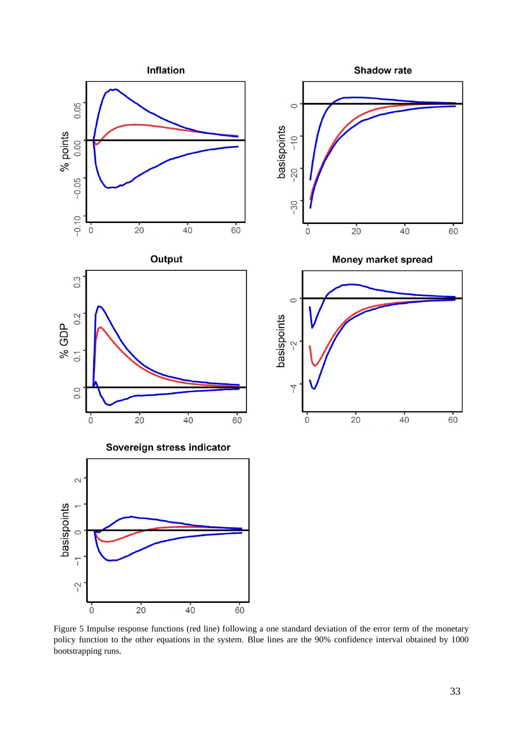Figure 5 Impulse response functions (red line) following a one standard deviation of the error term of the monetary policy function to the other equations in the system. Blue lines are the 90% confidence interval obtained by 1000 bootstrapping runs.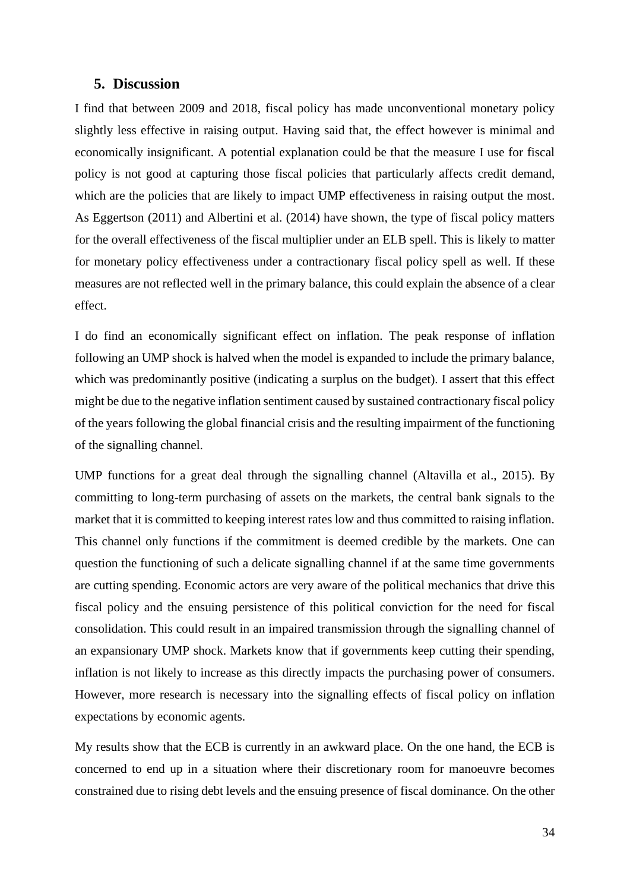## 5. Discussion

I find that between 2009 and 2018, fiscal policy has made unconventional monetary policy slightly less effective in raising output. Having said that, the effect however is minimal and economically insignificant. A potential explanation could be that the measure I use for fiscal policy is not good at capturing those fiscal policies that particularly affects credit demand, which are the policies that are likely to impact UMP effectiveness in raising output the most. As Eggertson (2011) and Albertini et al. (2014) have shown, the type of fiscal policy matters for the overall effectiveness of the fiscal multiplier under an ELB spell. This is likely to matter for monetary policy effectiveness under a contractionary fiscal policy spell as well. If these measures are not reflected well in the primary balance, this could explain the absence of a clear effect.

I do find an economically significant effect on inflation. The peak response of inflation following an UMP shock is halved when the model is expanded to include the primary balance, which was predominantly positive (indicating a surplus on the budget). I assert that this effect might be due to the negative inflation sentiment caused by sustained contractionary fiscal policy of the years following the global financial crisis and the resulting impairment of the functioning of the signalling channel.

UMP functions for a great deal through the signalling channel (Altavilla et al., 2015). By committing to long-term purchasing of assets on the markets, the central bank signals to the market that it is committed to keeping interest rates low and thus committed to raising inflation. This channel only functions if the commitment is deemed credible by the markets. One can question the functioning of such a delicate signalling channel if at the same time governments are cutting spending. Economic actors are very aware of the political mechanics that drive this fiscal policy and the ensuing persistence of this political conviction for the need for fiscal consolidation. This could result in an impaired transmission through the signalling channel of an expansionary UMP shock. Markets know that if governments keep cutting their spending, inflation is not likely to increase as this directly impacts the purchasing power of consumers. However, more research is necessary into the signalling effects of fiscal policy on inflation expectations by economic agents.

My results show that the ECB is currently in an awkward place. On the one hand, the ECB is concerned to end up in a situation where their discretionary room for manoeuvre becomes constrained due to rising debt levels and the ensuing presence of fiscal dominance. On the other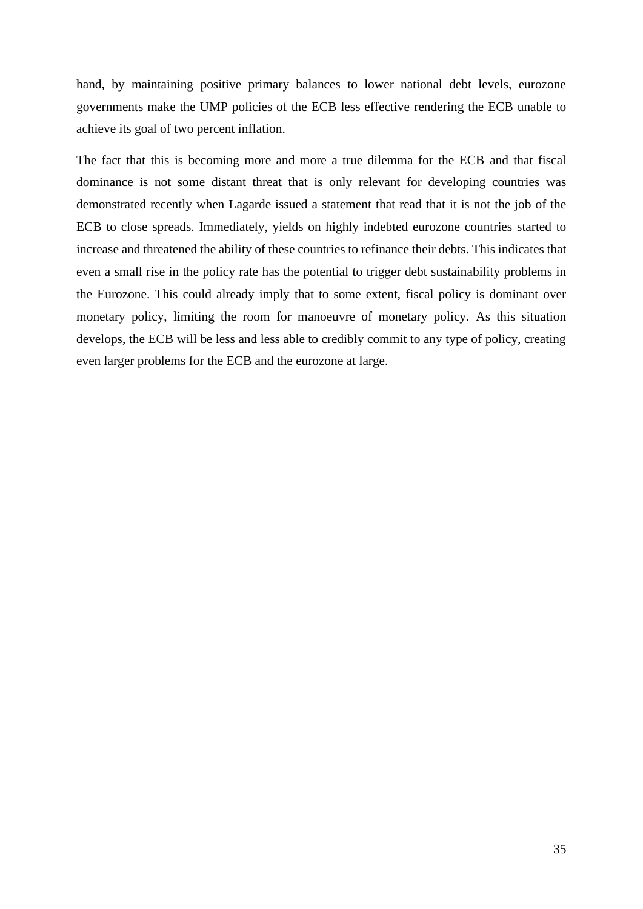hand, by maintaining positive primary balances to lower national debt levels, eurozone governments make the UMP policies of the ECB less effective rendering the ECB unable to achieve its goal of two percent inflation.

The fact that this is becoming more and more a true dilemma for the ECB and that fiscal dominance is not some distant threat that is only relevant for developing countries was demonstrated recently when Lagarde issued a statement that read that it is not the job of the ECB to close spreads. Immediately, yields on highly indebted eurozone countries started to increase and threatened the ability of these countries to refinance their debts. This indicates that even a small rise in the policy rate has the potential to trigger debt sustainability problems in the Eurozone. This could already imply that to some extent, fiscal policy is dominant over monetary policy, limiting the room for manoeuvre of monetary policy. As this situation develops, the ECB will be less and less able to credibly commit to any type of policy, creating even larger problems for the ECB and the eurozone at large.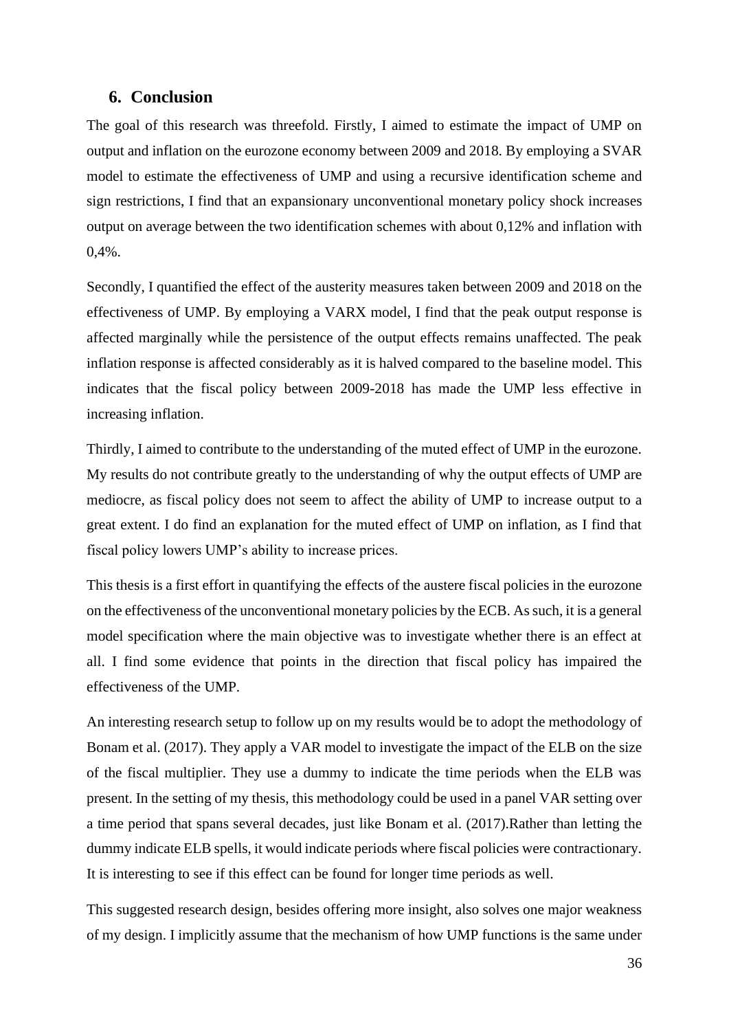## 6. Conclusion

The goal of this research was threefold. Firstly, I aimed to estimate the impact of UMP on output and inflation on the eurozone economy between 2009 and 2018. By employing a SVAR model to estimate the effectiveness of UMP and using a recursive identification scheme and sign restrictions, I find that an expansionary unconventional monetary policy shock increases output on average between the two identification schemes with about 0,12% and inflation with 0,4%.

Secondly, I quantified the effect of the austerity measures taken between 2009 and 2018 on the effectiveness of UMP. By employing a VARX model, I find that the peak output response is affected marginally while the persistence of the output effects remains unaffected. The peak inflation response is affected considerably as it is halved compared to the baseline model. This indicates that the fiscal policy between 2009-2018 has made the UMP less effective in increasing inflation.

Thirdly, I aimed to contribute to the understanding of the muted effect of UMP in the eurozone. My results do not contribute greatly to the understanding of why the output effects of UMP are mediocre, as fiscal policy does not seem to affect the ability of UMP to increase output to a great extent. I do find an explanation for the muted effect of UMP on inflation, as I find that fiscal policy lowers UMP's ability to increase prices.

This thesis is a first effort in quantifying the effects of the austere fiscal policies in the eurozone on the effectiveness of the unconventional monetary policies by the ECB. As such, it is a general model specification where the main objective was to investigate whether there is an effect at all. I find some evidence that points in the direction that fiscal policy has impaired the effectiveness of the UMP.

An interesting research setup to follow up on my results would be to adopt the methodology of Bonam et al. (2017). They apply a VAR model to investigate the impact of the ELB on the size of the fiscal multiplier. They use a dummy to indicate the time periods when the ELB was present. In the setting of my thesis, this methodology could be used in a panel VAR setting over a time period that spans several decades, just like Bonam et al. (2017).Rather than letting the dummy indicate ELB spells, it would indicate periods where fiscal policies were contractionary. It is interesting to see if this effect can be found for longer time periods as well.

This suggested research design, besides offering more insight, also solves one major weakness of my design. I implicitly assume that the mechanism of how UMP functions is the same under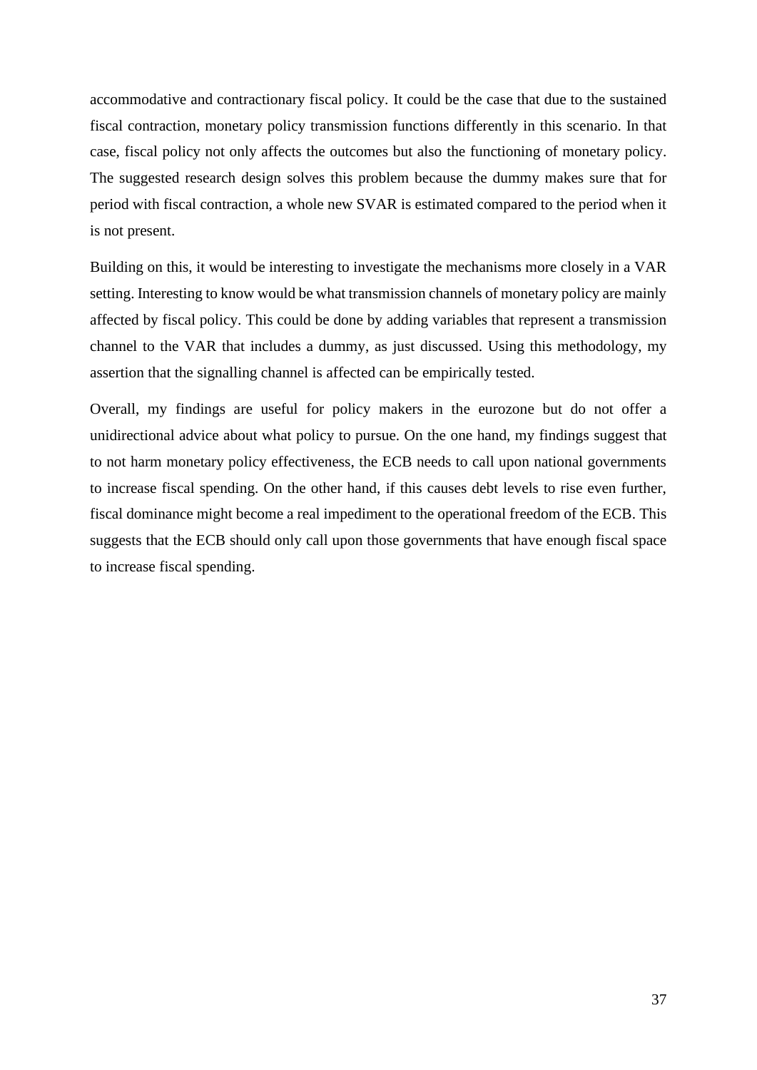accommodative and contractionary fiscal policy. It could be the case that due to the sustained fiscal contraction, monetary policy transmission functions differently in this scenario. In that case, fiscal policy not only affects the outcomes but also the functioning of monetary policy. The suggested research design solves this problem because the dummy makes sure that for period with fiscal contraction, a whole new SVAR is estimated compared to the period when it is not present.

Building on this, it would be interesting to investigate the mechanisms more closely in a VAR setting. Interesting to know would be what transmission channels of monetary policy are mainly affected by fiscal policy. This could be done by adding variables that represent a transmission channel to the VAR that includes a dummy, as just discussed. Using this methodology, my assertion that the signalling channel is affected can be empirically tested.

Overall, my findings are useful for policy makers in the eurozone but do not offer a unidirectional advice about what policy to pursue. On the one hand, my findings suggest that to not harm monetary policy effectiveness, the ECB needs to call upon national governments to increase fiscal spending. On the other hand, if this causes debt levels to rise even further, fiscal dominance might become a real impediment to the operational freedom of the ECB. This suggests that the ECB should only call upon those governments that have enough fiscal space to increase fiscal spending.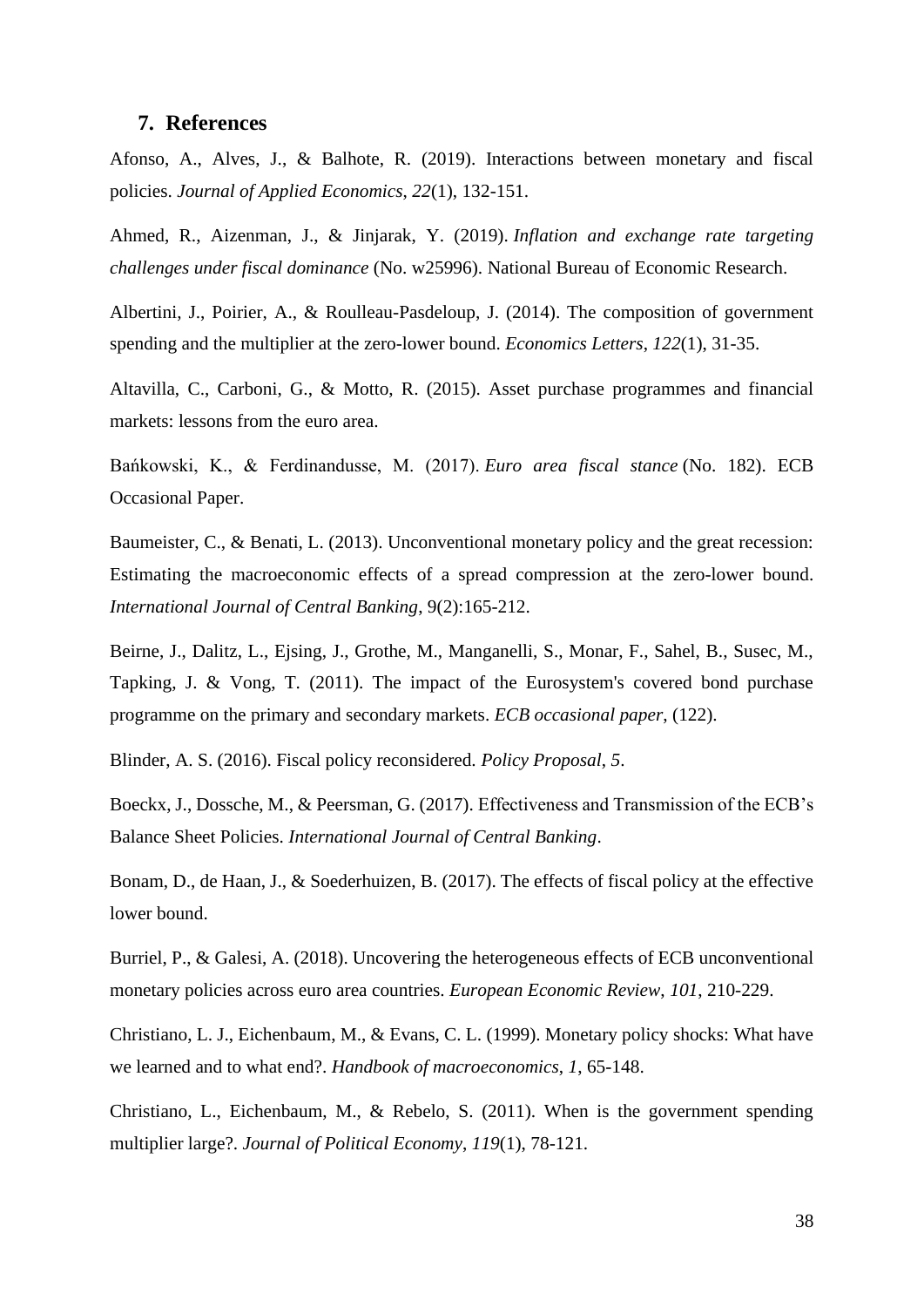## 7. References

Afonso, A., Alves, J., & Balhote, R. (2019). Interactions between monetary and fiscal policies. *Journal of Applied Economics*, *22*(1), 132-151.

Ahmed, R., Aizenman, J., & Jinjarak, Y. (2019). *Inflation and exchange rate targeting challenges under fiscal dominance* (No. w25996). National Bureau of Economic Research.

Albertini, J., Poirier, A., & Roulleau-Pasdeloup, J. (2014). The composition of government spending and the multiplier at the zero-lower bound. *Economics Letters*, *122*(1), 31-35.

Altavilla, C., Carboni, G., & Motto, R. (2015). Asset purchase programmes and financial markets: lessons from the euro area.

Bańkowski, K., & Ferdinandusse, M. (2017). *Euro area fiscal stance* (No. 182). ECB Occasional Paper.

Baumeister, C., & Benati, L. (2013). Unconventional monetary policy and the great recession: Estimating the macroeconomic effects of a spread compression at the zero-lower bound. *International Journal of Central Banking*, 9(2):165-212.

Beirne, J., Dalitz, L., Ejsing, J., Grothe, M., Manganelli, S., Monar, F., Sahel, B., Susec, M., Tapking, J. & Vong, T. (2011). The impact of the Eurosystem's covered bond purchase programme on the primary and secondary markets. *ECB occasional paper*, (122).

Blinder, A. S. (2016). Fiscal policy reconsidered. *Policy Proposal*, *5*.

Boeckx, J., Dossche, M., & Peersman, G. (2017). Effectiveness and Transmission of the ECB's Balance Sheet Policies. *International Journal of Central Banking*.

Bonam, D., de Haan, J., & Soederhuizen, B. (2017). The effects of fiscal policy at the effective lower bound.

Burriel, P., & Galesi, A. (2018). Uncovering the heterogeneous effects of ECB unconventional monetary policies across euro area countries. *European Economic Review*, *101*, 210-229.

Christiano, L. J., Eichenbaum, M., & Evans, C. L. (1999). Monetary policy shocks: What have we learned and to what end?. *Handbook of macroeconomics*, *1*, 65-148.

Christiano, L., Eichenbaum, M., & Rebelo, S. (2011). When is the government spending multiplier large?. *Journal of Political Economy*, *119*(1), 78-121.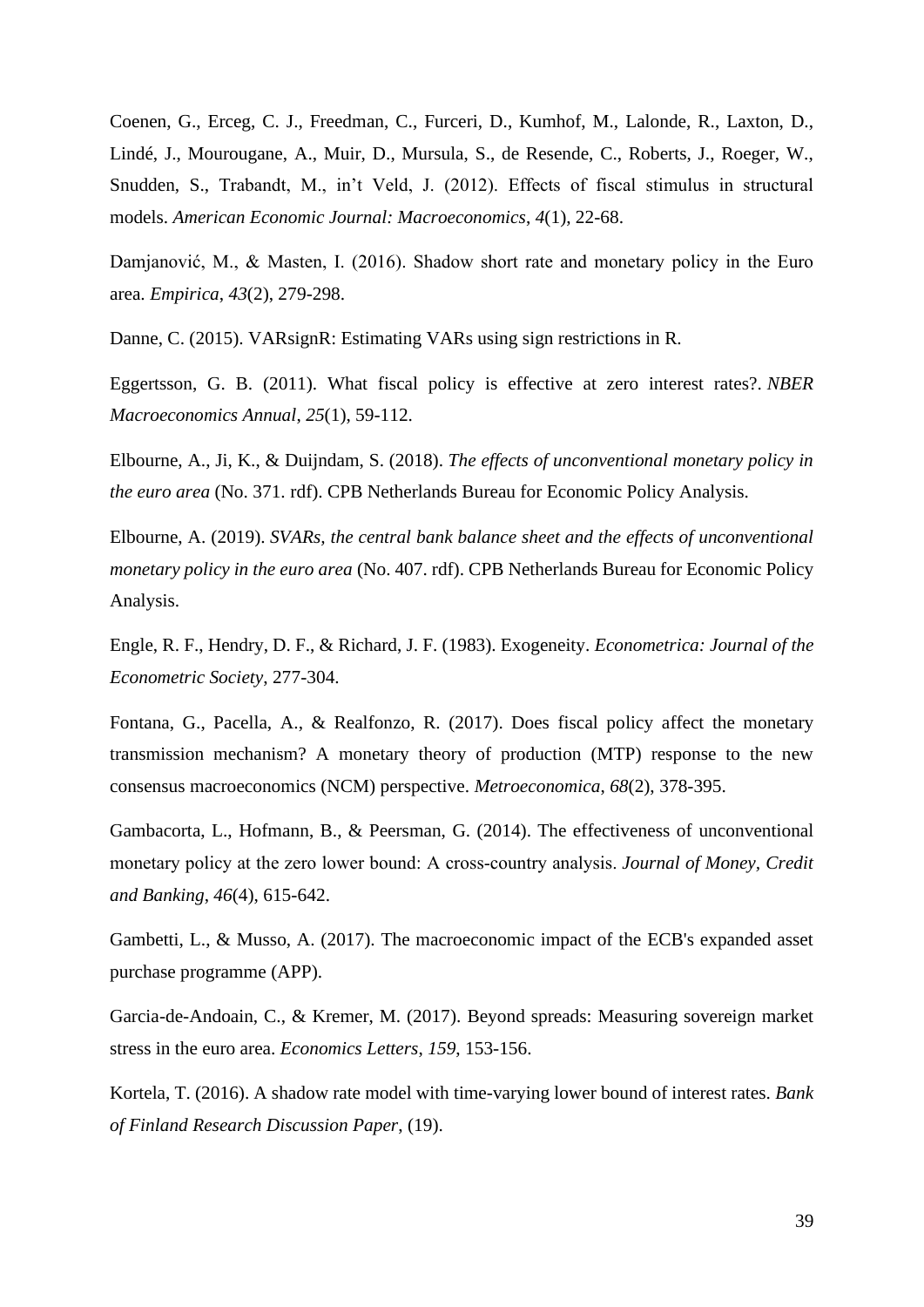Coenen, G., Erceg, C. J., Freedman, C., Furceri, D., Kumhof, M., Lalonde, R., Laxton, D., Lindé, J., Mourougane, A., Muir, D., Mursula, S., de Resende, C., Roberts, J., Roeger, W., Snudden, S., Trabandt, M., in't Veld, J. (2012). Effects of fiscal stimulus in structural models. *American Economic Journal: Macroeconomics*, *4*(1), 22-68.

Damjanović, M., & Masten, I. (2016). Shadow short rate and monetary policy in the Euro area. *Empirica*, *43*(2), 279-298.

Danne, C. (2015). VARsignR: Estimating VARs using sign restrictions in R.

Eggertsson, G. B. (2011). What fiscal policy is effective at zero interest rates?. *NBER Macroeconomics Annual*, *25*(1), 59-112.

Elbourne, A., Ji, K., & Duijndam, S. (2018). *The effects of unconventional monetary policy in the euro area* (No. 371. rdf). CPB Netherlands Bureau for Economic Policy Analysis.

Elbourne, A. (2019). *SVARs, the central bank balance sheet and the effects of unconventional monetary policy in the euro area* (No. 407. rdf). CPB Netherlands Bureau for Economic Policy Analysis.

Engle, R. F., Hendry, D. F., & Richard, J. F. (1983). Exogeneity. *Econometrica: Journal of the Econometric Society*, 277-304.

Fontana, G., Pacella, A., & Realfonzo, R. (2017). Does fiscal policy affect the monetary transmission mechanism? A monetary theory of production (MTP) response to the new consensus macroeconomics (NCM) perspective. *Metroeconomica*, *68*(2), 378-395.

Gambacorta, L., Hofmann, B., & Peersman, G. (2014). The effectiveness of unconventional monetary policy at the zero lower bound: A cross-country analysis. *Journal of Money, Credit and Banking*, *46*(4), 615-642.

Gambetti, L., & Musso, A. (2017). The macroeconomic impact of the ECB's expanded asset purchase programme (APP).

Garcia-de-Andoain, C., & Kremer, M. (2017). Beyond spreads: Measuring sovereign market stress in the euro area. *Economics Letters*, *159*, 153-156.

Kortela, T. (2016). A shadow rate model with time-varying lower bound of interest rates. *Bank of Finland Research Discussion Paper*, (19).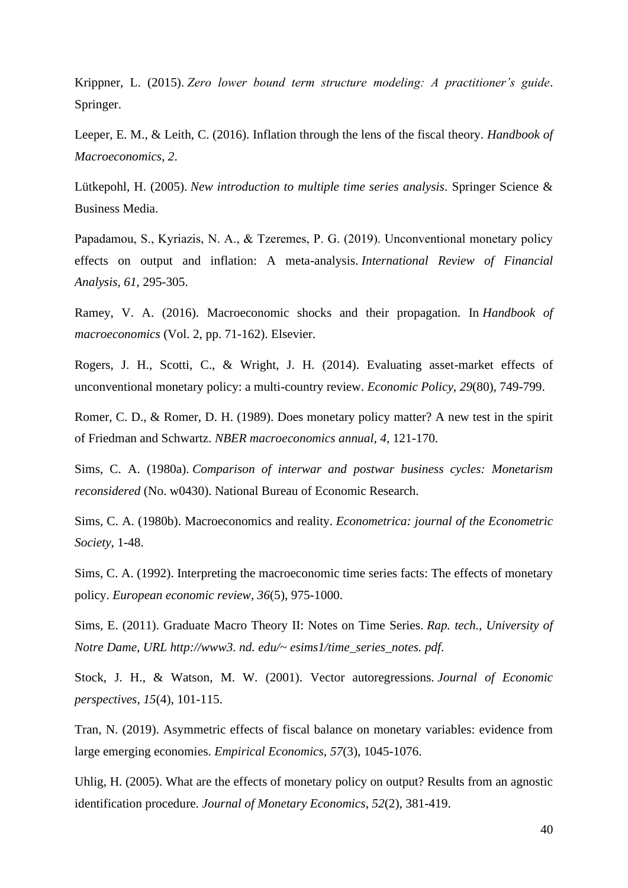Krippner, L. (2015). *Zero lower bound term structure modeling: A practitioner's guide*. Springer.

Leeper, E. M., & Leith, C. (2016). Inflation through the lens of the fiscal theory. *Handbook of Macroeconomics, 2*.

Lütkepohl, H. (2005). *New introduction to multiple time series analysis*. Springer Science & Business Media.

Papadamou, S., Kyriazis, N. A., & Tzeremes, P. G. (2019). Unconventional monetary policy effects on output and inflation: A meta-analysis. *International Review of Financial Analysis*, *61*, 295-305.

Ramey, V. A. (2016). Macroeconomic shocks and their propagation. In *Handbook of macroeconomics* (Vol. 2, pp. 71-162). Elsevier.

Rogers, J. H., Scotti, C., & Wright, J. H. (2014). Evaluating asset-market effects of unconventional monetary policy: a multi-country review. *Economic Policy*, *29*(80), 749-799.

Romer, C. D., & Romer, D. H. (1989). Does monetary policy matter? A new test in the spirit of Friedman and Schwartz. *NBER macroeconomics annual*, *4*, 121-170.

Sims, C. A. (1980a). *Comparison of interwar and postwar business cycles: Monetarism reconsidered* (No. w0430). National Bureau of Economic Research.

Sims, C. A. (1980b). Macroeconomics and reality. *Econometrica: journal of the Econometric Society*, 1-48.

Sims, C. A. (1992). Interpreting the macroeconomic time series facts: The effects of monetary policy. *European economic review*, *36*(5), 975-1000.

Sims, E. (2011). Graduate Macro Theory II: Notes on Time Series. *Rap. tech., University of Notre Dame, URL http://www3. nd. edu/~ esims1/time_series_notes. pdf*.

Stock, J. H., & Watson, M. W. (2001). Vector autoregressions. *Journal of Economic perspectives*, *15*(4), 101-115.

Tran, N. (2019). Asymmetric effects of fiscal balance on monetary variables: evidence from large emerging economies. *Empirical Economics*, *57*(3), 1045-1076.

Uhlig, H. (2005). What are the effects of monetary policy on output? Results from an agnostic identification procedure. *Journal of Monetary Economics*, *52*(2), 381-419.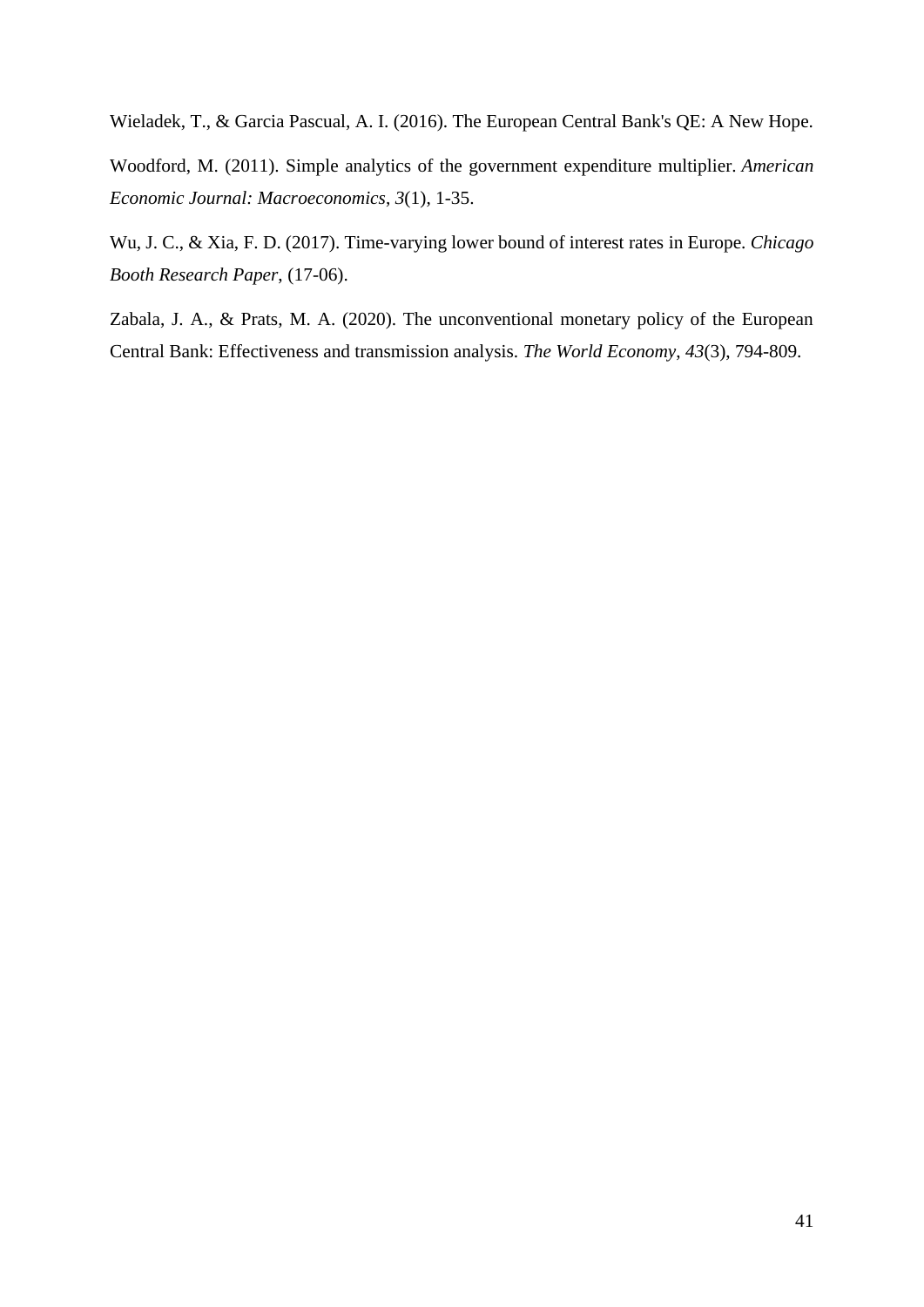Wieladek, T., & Garcia Pascual, A. I. (2016). The European Central Bank's QE: A New Hope.

Woodford, M. (2011). Simple analytics of the government expenditure multiplier. *American Economic Journal: Macroeconomics*, *3*(1), 1-35.

Wu, J. C., & Xia, F. D. (2017). Time-varying lower bound of interest rates in Europe. *Chicago Booth Research Paper*, (17-06).

Zabala, J. A., & Prats, M. A. (2020). The unconventional monetary policy of the European Central Bank: Effectiveness and transmission analysis. *The World Economy*, *43*(3), 794-809.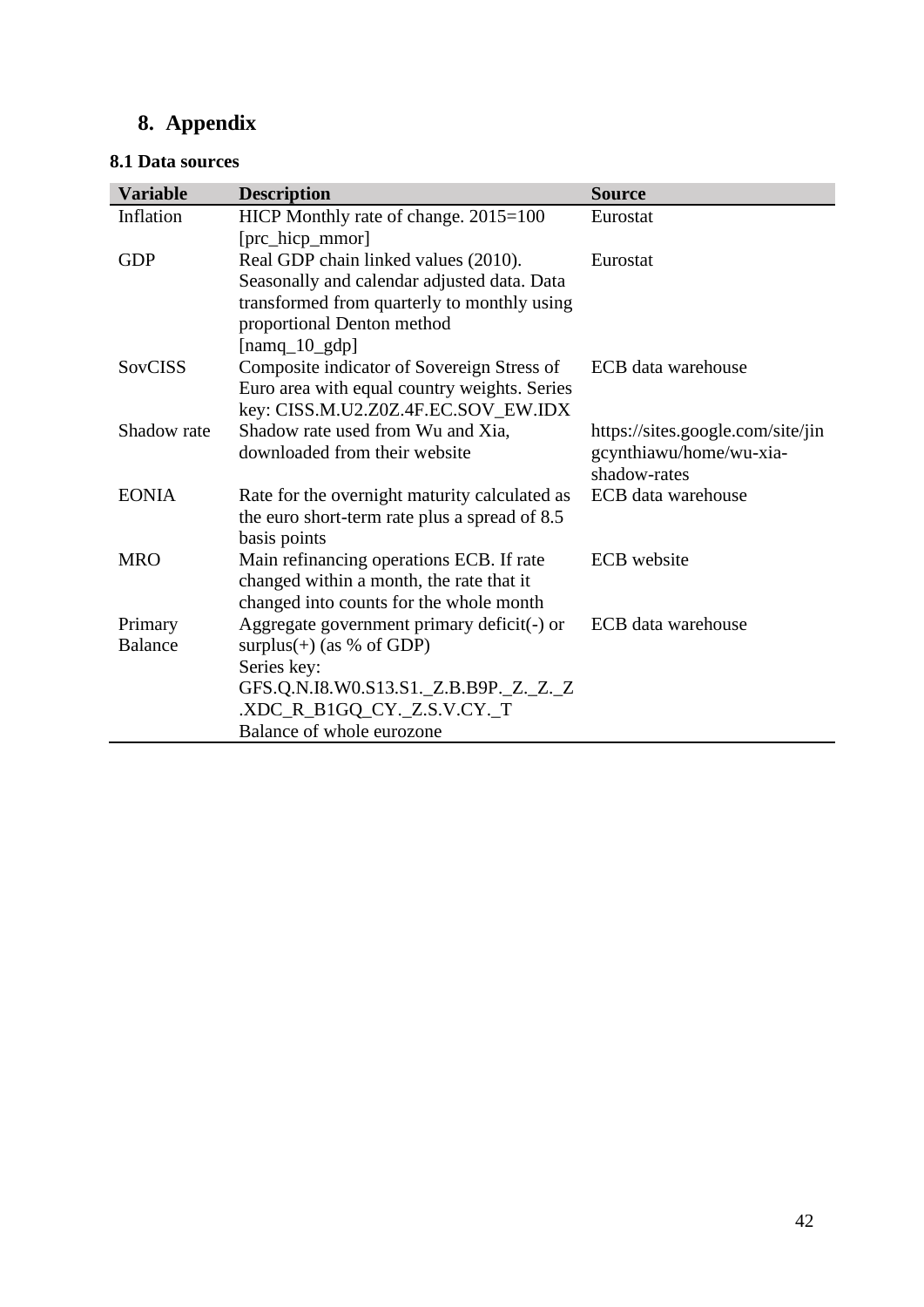# 8. Appendix

### 8.1 Data sources

| Variable | Description | Source |
|---|---|---|
| Inflation | HICP Monthly rate of change. 2015=100 [prc_hicp_mmor] | Eurostat |
| GDP | Real GDP chain linked values (2010). Seasonally and calendar adjusted data. Data transformed from quarterly to monthly using proportional Denton method [namq_10_gdp] | Eurostat |
| SovCISS | Composite indicator of Sovereign Stress of Euro area with equal country weights. Series key: CISS.M.U2.Z0Z.4F.EC.SOV_EW.IDX | ECB data warehouse |
| Shadow rate | Shadow rate used from Wu and Xia, downloaded from their website | https://sites.google.com/site/jingcynthiawu/home/wu-xia-shadow-rates |
| EONIA | Rate for the overnight maturity calculated as the euro short-term rate plus a spread of 8.5 basis points | ECB data warehouse |
| MRO | Main refinancing operations ECB. If rate changed within a month, the rate that it changed into counts for the whole month | ECB website |
| Primary Balance | Aggregate government primary deficit(-) or surplus(+) (as % of GDP) Series key: GFS.Q.N.I8.W0.S13.S1._Z.B.B9P._Z._Z._Z.XDC_R_B1GQ_CY._Z.S.V.CY._T Balance of whole eurozone | ECB data warehouse |